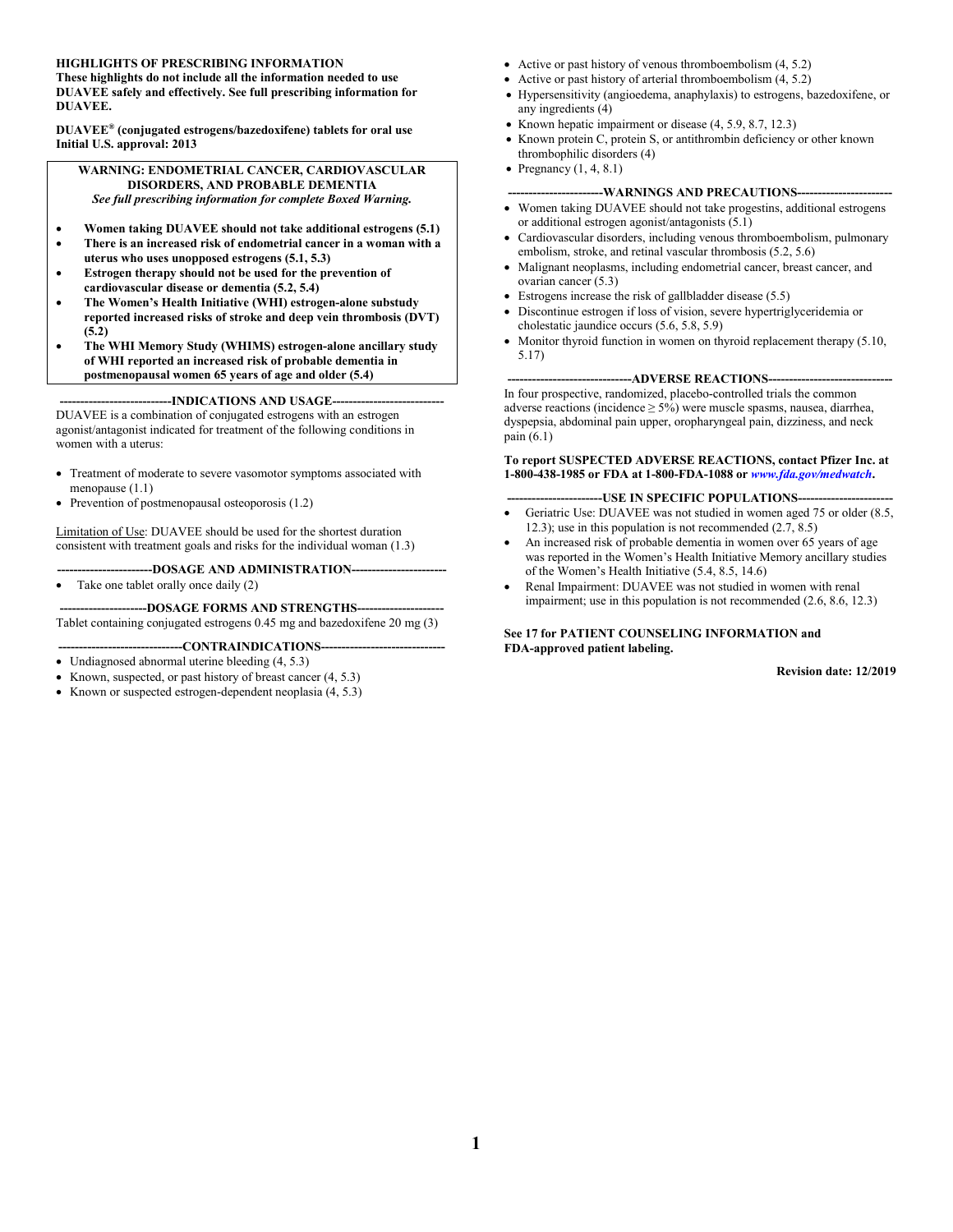**HIGHLIGHTS OF PRESCRIBING INFORMATION**
**These highlights do not include all the information needed to use DUAVEE safely and effectively. See full prescribing information for DUAVEE.**

**DUAVEE® (conjugated estrogens/bazedoxifene) tablets for oral use**
**Initial U.S. approval: 2013**

**WARNING: ENDOMETRIAL CANCER, CARDIOVASCULAR DISORDERS, AND PROBABLE DEMENTIA**
***See full prescribing information for complete Boxed Warning.***

- **Women taking DUAVEE should not take additional estrogens (5.1)**
- **There is an increased risk of endometrial cancer in a woman with a uterus who uses unopposed estrogens (5.1, 5.3)**
- **Estrogen therapy should not be used for the prevention of cardiovascular disease or dementia (5.2, 5.4)**
- **The Women's Health Initiative (WHI) estrogen-alone substudy reported increased risks of stroke and deep vein thrombosis (DVT) (5.2)**
- **The WHI Memory Study (WHIMS) estrogen-alone ancillary study of WHI reported an increased risk of probable dementia in postmenopausal women 65 years of age and older (5.4)**

**---INDICATIONS AND USAGE---**

DUAVEE is a combination of conjugated estrogens with an estrogen agonist/antagonist indicated for treatment of the following conditions in women with a uterus:

- Treatment of moderate to severe vasomotor symptoms associated with menopause (1.1)
- Prevention of postmenopausal osteoporosis (1.2)

Limitation of Use: DUAVEE should be used for the shortest duration consistent with treatment goals and risks for the individual woman (1.3)

**---DOSAGE AND ADMINISTRATION---**

- Take one tablet orally once daily (2)

**---DOSAGE FORMS AND STRENGTHS---**

Tablet containing conjugated estrogens 0.45 mg and bazedoxifene 20 mg (3)

**---CONTRAINDICATIONS---**

- Undiagnosed abnormal uterine bleeding (4, 5.3)
- Known, suspected, or past history of breast cancer (4, 5.3)
- Known or suspected estrogen-dependent neoplasia (4, 5.3)
- Active or past history of venous thromboembolism (4, 5.2)
- Active or past history of arterial thromboembolism (4, 5.2)
- Hypersensitivity (angioedema, anaphylaxis) to estrogens, bazedoxifene, or any ingredients (4)
- Known hepatic impairment or disease (4, 5.9, 8.7, 12.3)
- Known protein C, protein S, or antithrombin deficiency or other known thrombophilic disorders (4)
- Pregnancy (1, 4, 8.1)

**---WARNINGS AND PRECAUTIONS---**

- Women taking DUAVEE should not take progestins, additional estrogens or additional estrogen agonist/antagonists (5.1)
- Cardiovascular disorders, including venous thromboembolism, pulmonary embolism, stroke, and retinal vascular thrombosis (5.2, 5.6)
- Malignant neoplasms, including endometrial cancer, breast cancer, and ovarian cancer (5.3)
- Estrogens increase the risk of gallbladder disease (5.5)
- Discontinue estrogen if loss of vision, severe hypertriglyceridemia or cholestatic jaundice occurs (5.6, 5.8, 5.9)
- Monitor thyroid function in women on thyroid replacement therapy (5.10, 5.17)

**---ADVERSE REACTIONS---**

In four prospective, randomized, placebo-controlled trials the common adverse reactions (incidence ≥ 5%) were muscle spasms, nausea, diarrhea, dyspepsia, abdominal pain upper, oropharyngeal pain, dizziness, and neck pain (6.1)

**To report SUSPECTED ADVERSE REACTIONS, contact Pfizer Inc. at 1-800-438-1985 or FDA at 1-800-FDA-1088 or *www.fda.gov/medwatch*.**

**---USE IN SPECIFIC POPULATIONS---**

- Geriatric Use: DUAVEE was not studied in women aged 75 or older (8.5, 12.3); use in this population is not recommended (2.7, 8.5)
- An increased risk of probable dementia in women over 65 years of age was reported in the Women's Health Initiative Memory ancillary studies of the Women's Health Initiative (5.4, 8.5, 14.6)
- Renal Impairment: DUAVEE was not studied in women with renal impairment; use in this population is not recommended (2.6, 8.6, 12.3)

**See 17 for PATIENT COUNSELING INFORMATION and FDA-approved patient labeling.**

**Revision date: 12/2019**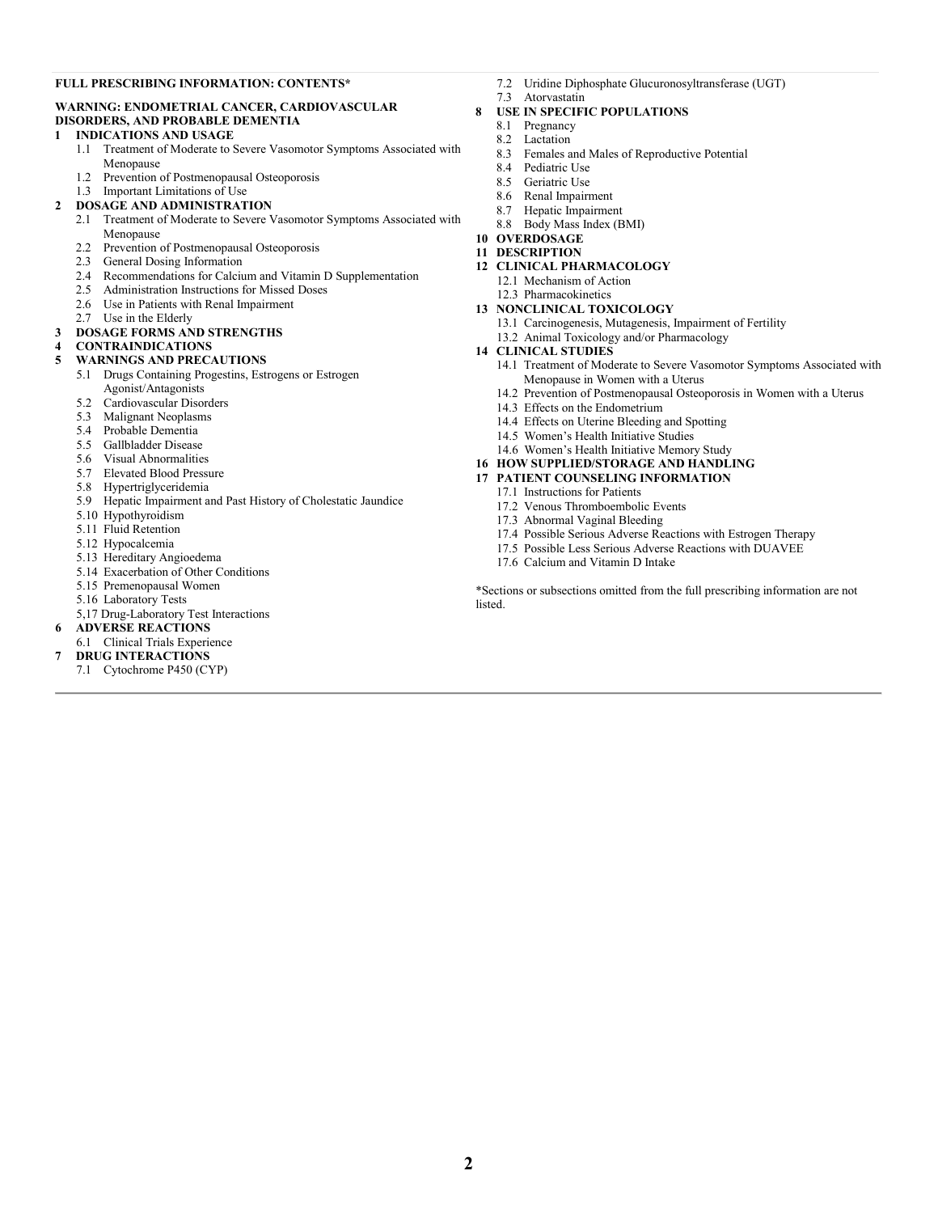**FULL PRESCRIBING INFORMATION: CONTENTS***

**WARNING: ENDOMETRIAL CANCER, CARDIOVASCULAR DISORDERS, AND PROBABLE DEMENTIA**

**1 INDICATIONS AND USAGE**
- 1.1 Treatment of Moderate to Severe Vasomotor Symptoms Associated with Menopause
- 1.2 Prevention of Postmenopausal Osteoporosis
- 1.3 Important Limitations of Use

**2 DOSAGE AND ADMINISTRATION**
- 2.1 Treatment of Moderate to Severe Vasomotor Symptoms Associated with Menopause
- 2.2 Prevention of Postmenopausal Osteoporosis
- 2.3 General Dosing Information
- 2.4 Recommendations for Calcium and Vitamin D Supplementation
- 2.5 Administration Instructions for Missed Doses
- 2.6 Use in Patients with Renal Impairment
- 2.7 Use in the Elderly

**3 DOSAGE FORMS AND STRENGTHS**

**4 CONTRAINDICATIONS**

**5 WARNINGS AND PRECAUTIONS**
- 5.1 Drugs Containing Progestins, Estrogens or Estrogen Agonist/Antagonists
- 5.2 Cardiovascular Disorders
- 5.3 Malignant Neoplasms
- 5.4 Probable Dementia
- 5.5 Gallbladder Disease
- 5.6 Visual Abnormalities
- 5.7 Elevated Blood Pressure
- 5.8 Hypertriglyceridemia
- 5.9 Hepatic Impairment and Past History of Cholestatic Jaundice
- 5.10 Hypothyroidism
- 5.11 Fluid Retention
- 5.12 Hypocalcemia
- 5.13 Hereditary Angioedema
- 5.14 Exacerbation of Other Conditions
- 5.15 Premenopausal Women
- 5.16 Laboratory Tests
- 5,17 Drug-Laboratory Test Interactions

**6 ADVERSE REACTIONS**
- 6.1 Clinical Trials Experience

**7 DRUG INTERACTIONS**
- 7.1 Cytochrome P450 (CYP)
- 7.2 Uridine Diphosphate Glucuronosyltransferase (UGT)
- 7.3 Atorvastatin

**8 USE IN SPECIFIC POPULATIONS**
- 8.1 Pregnancy
- 8.2 Lactation
- 8.3 Females and Males of Reproductive Potential
- 8.4 Pediatric Use
- 8.5 Geriatric Use
- 8.6 Renal Impairment
- 8.7 Hepatic Impairment
- 8.8 Body Mass Index (BMI)

**10 OVERDOSAGE**

**11 DESCRIPTION**

**12 CLINICAL PHARMACOLOGY**
- 12.1 Mechanism of Action
- 12.3 Pharmacokinetics

**13 NONCLINICAL TOXICOLOGY**
- 13.1 Carcinogenesis, Mutagenesis, Impairment of Fertility
- 13.2 Animal Toxicology and/or Pharmacology

**14 CLINICAL STUDIES**
- 14.1 Treatment of Moderate to Severe Vasomotor Symptoms Associated with Menopause in Women with a Uterus
- 14.2 Prevention of Postmenopausal Osteoporosis in Women with a Uterus
- 14.3 Effects on the Endometrium
- 14.4 Effects on Uterine Bleeding and Spotting
- 14.5 Women's Health Initiative Studies
- 14.6 Women's Health Initiative Memory Study

**16 HOW SUPPLIED/STORAGE AND HANDLING**

**17 PATIENT COUNSELING INFORMATION**
- 17.1 Instructions for Patients
- 17.2 Venous Thromboembolic Events
- 17.3 Abnormal Vaginal Bleeding
- 17.4 Possible Serious Adverse Reactions with Estrogen Therapy
- 17.5 Possible Less Serious Adverse Reactions with DUAVEE
- 17.6 Calcium and Vitamin D Intake

*Sections or subsections omitted from the full prescribing information are not listed.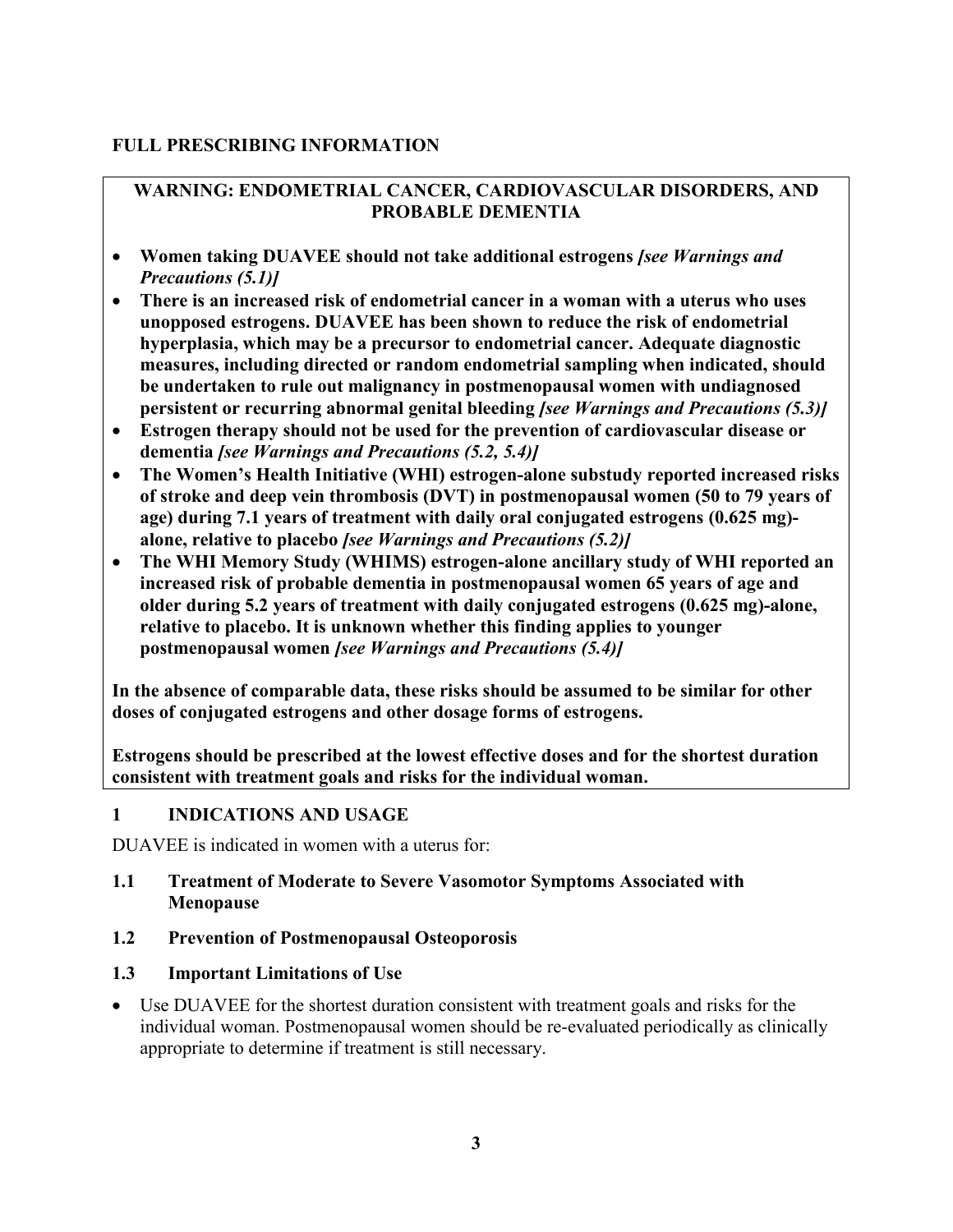# FULL PRESCRIBING INFORMATION

## WARNING: ENDOMETRIAL CANCER, CARDIOVASCULAR DISORDERS, AND PROBABLE DEMENTIA

- **Women taking DUAVEE should not take additional estrogens *[see Warnings and Precautions (5.1)]***
- **There is an increased risk of endometrial cancer in a woman with a uterus who uses unopposed estrogens. DUAVEE has been shown to reduce the risk of endometrial hyperplasia, which may be a precursor to endometrial cancer. Adequate diagnostic measures, including directed or random endometrial sampling when indicated, should be undertaken to rule out malignancy in postmenopausal women with undiagnosed persistent or recurring abnormal genital bleeding *[see Warnings and Precautions (5.3)]***
- **Estrogen therapy should not be used for the prevention of cardiovascular disease or dementia *[see Warnings and Precautions (5.2, 5.4)]***
- **The Women's Health Initiative (WHI) estrogen-alone substudy reported increased risks of stroke and deep vein thrombosis (DVT) in postmenopausal women (50 to 79 years of age) during 7.1 years of treatment with daily oral conjugated estrogens (0.625 mg)-alone, relative to placebo *[see Warnings and Precautions (5.2)]***
- **The WHI Memory Study (WHIMS) estrogen-alone ancillary study of WHI reported an increased risk of probable dementia in postmenopausal women 65 years of age and older during 5.2 years of treatment with daily conjugated estrogens (0.625 mg)-alone, relative to placebo. It is unknown whether this finding applies to younger postmenopausal women *[see Warnings and Precautions (5.4)]***

**In the absence of comparable data, these risks should be assumed to be similar for other doses of conjugated estrogens and other dosage forms of estrogens.**

**Estrogens should be prescribed at the lowest effective doses and for the shortest duration consistent with treatment goals and risks for the individual woman.**

## 1 INDICATIONS AND USAGE

DUAVEE is indicated in women with a uterus for:

### 1.1 Treatment of Moderate to Severe Vasomotor Symptoms Associated with Menopause

### 1.2 Prevention of Postmenopausal Osteoporosis

### 1.3 Important Limitations of Use

- Use DUAVEE for the shortest duration consistent with treatment goals and risks for the individual woman. Postmenopausal women should be re-evaluated periodically as clinically appropriate to determine if treatment is still necessary.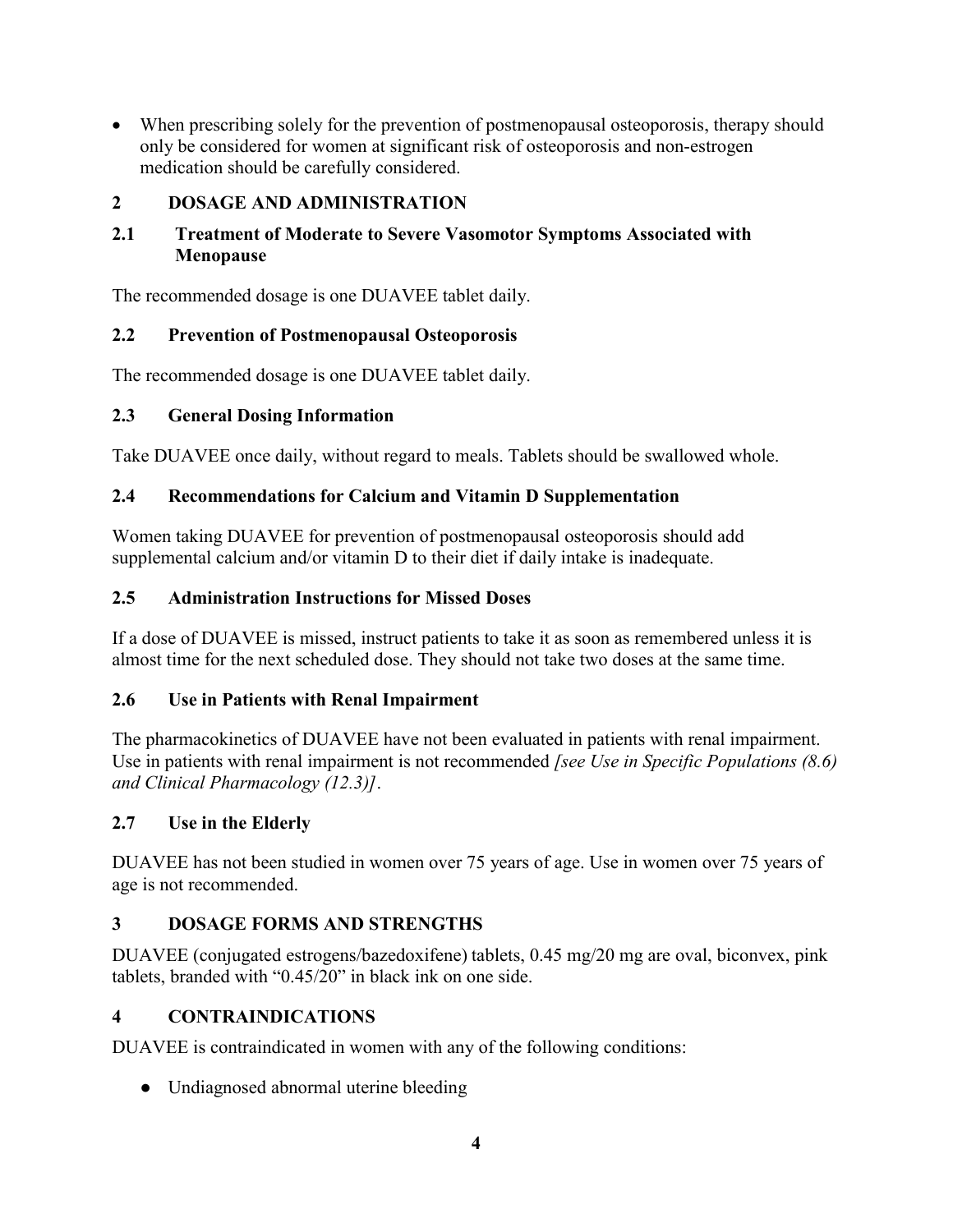- When prescribing solely for the prevention of postmenopausal osteoporosis, therapy should only be considered for women at significant risk of osteoporosis and non-estrogen medication should be carefully considered.

## 2 DOSAGE AND ADMINISTRATION

### 2.1 Treatment of Moderate to Severe Vasomotor Symptoms Associated with Menopause

The recommended dosage is one DUAVEE tablet daily.

### 2.2 Prevention of Postmenopausal Osteoporosis

The recommended dosage is one DUAVEE tablet daily.

### 2.3 General Dosing Information

Take DUAVEE once daily, without regard to meals. Tablets should be swallowed whole.

### 2.4 Recommendations for Calcium and Vitamin D Supplementation

Women taking DUAVEE for prevention of postmenopausal osteoporosis should add supplemental calcium and/or vitamin D to their diet if daily intake is inadequate.

### 2.5 Administration Instructions for Missed Doses

If a dose of DUAVEE is missed, instruct patients to take it as soon as remembered unless it is almost time for the next scheduled dose. They should not take two doses at the same time.

### 2.6 Use in Patients with Renal Impairment

The pharmacokinetics of DUAVEE have not been evaluated in patients with renal impairment. Use in patients with renal impairment is not recommended *[see Use in Specific Populations (8.6) and Clinical Pharmacology (12.3)]*.

### 2.7 Use in the Elderly

DUAVEE has not been studied in women over 75 years of age. Use in women over 75 years of age is not recommended.

## 3 DOSAGE FORMS AND STRENGTHS

DUAVEE (conjugated estrogens/bazedoxifene) tablets, 0.45 mg/20 mg are oval, biconvex, pink tablets, branded with "0.45/20" in black ink on one side.

## 4 CONTRAINDICATIONS

DUAVEE is contraindicated in women with any of the following conditions:

- Undiagnosed abnormal uterine bleeding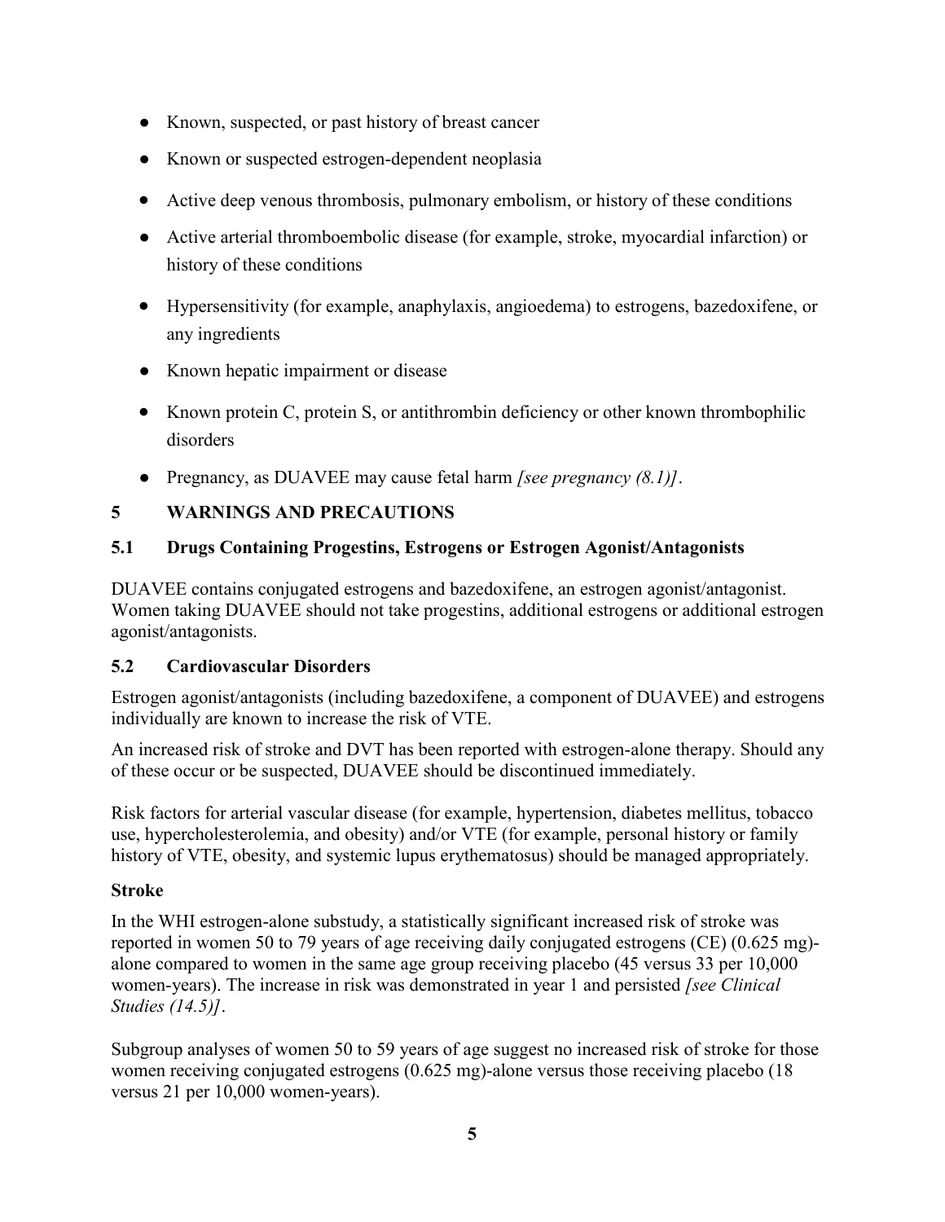- Known, suspected, or past history of breast cancer
- Known or suspected estrogen-dependent neoplasia
- Active deep venous thrombosis, pulmonary embolism, or history of these conditions
- Active arterial thromboembolic disease (for example, stroke, myocardial infarction) or history of these conditions
- Hypersensitivity (for example, anaphylaxis, angioedema) to estrogens, bazedoxifene, or any ingredients
- Known hepatic impairment or disease
- Known protein C, protein S, or antithrombin deficiency or other known thrombophilic disorders
- Pregnancy, as DUAVEE may cause fetal harm *[see pregnancy (8.1)]*.

## 5 WARNINGS AND PRECAUTIONS

### 5.1 Drugs Containing Progestins, Estrogens or Estrogen Agonist/Antagonists

DUAVEE contains conjugated estrogens and bazedoxifene, an estrogen agonist/antagonist. Women taking DUAVEE should not take progestins, additional estrogens or additional estrogen agonist/antagonists.

### 5.2 Cardiovascular Disorders

Estrogen agonist/antagonists (including bazedoxifene, a component of DUAVEE) and estrogens individually are known to increase the risk of VTE.

An increased risk of stroke and DVT has been reported with estrogen-alone therapy. Should any of these occur or be suspected, DUAVEE should be discontinued immediately.

Risk factors for arterial vascular disease (for example, hypertension, diabetes mellitus, tobacco use, hypercholesterolemia, and obesity) and/or VTE (for example, personal history or family history of VTE, obesity, and systemic lupus erythematosus) should be managed appropriately.

**Stroke**

In the WHI estrogen-alone substudy, a statistically significant increased risk of stroke was reported in women 50 to 79 years of age receiving daily conjugated estrogens (CE) (0.625 mg)-alone compared to women in the same age group receiving placebo (45 versus 33 per 10,000 women-years). The increase in risk was demonstrated in year 1 and persisted *[see Clinical Studies (14.5)]*.

Subgroup analyses of women 50 to 59 years of age suggest no increased risk of stroke for those women receiving conjugated estrogens (0.625 mg)-alone versus those receiving placebo (18 versus 21 per 10,000 women-years).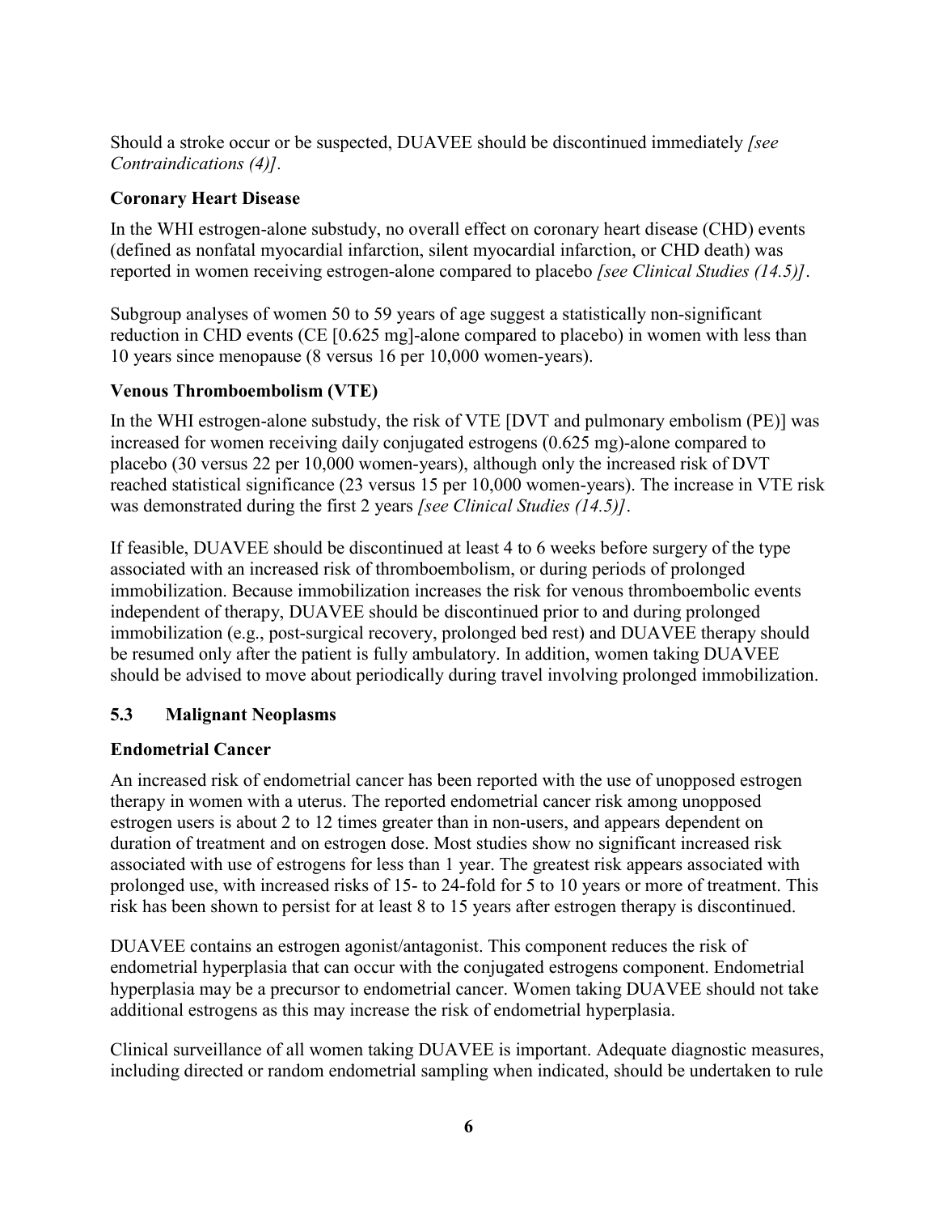Should a stroke occur or be suspected, DUAVEE should be discontinued immediately *[see Contraindications (4)]*.

**Coronary Heart Disease**

In the WHI estrogen-alone substudy, no overall effect on coronary heart disease (CHD) events (defined as nonfatal myocardial infarction, silent myocardial infarction, or CHD death) was reported in women receiving estrogen-alone compared to placebo *[see Clinical Studies (14.5)]*.

Subgroup analyses of women 50 to 59 years of age suggest a statistically non-significant reduction in CHD events (CE [0.625 mg]-alone compared to placebo) in women with less than 10 years since menopause (8 versus 16 per 10,000 women-years).

**Venous Thromboembolism (VTE)**

In the WHI estrogen-alone substudy, the risk of VTE [DVT and pulmonary embolism (PE)] was increased for women receiving daily conjugated estrogens (0.625 mg)-alone compared to placebo (30 versus 22 per 10,000 women-years), although only the increased risk of DVT reached statistical significance (23 versus 15 per 10,000 women-years). The increase in VTE risk was demonstrated during the first 2 years *[see Clinical Studies (14.5)]*.

If feasible, DUAVEE should be discontinued at least 4 to 6 weeks before surgery of the type associated with an increased risk of thromboembolism, or during periods of prolonged immobilization. Because immobilization increases the risk for venous thromboembolic events independent of therapy, DUAVEE should be discontinued prior to and during prolonged immobilization (e.g., post-surgical recovery, prolonged bed rest) and DUAVEE therapy should be resumed only after the patient is fully ambulatory. In addition, women taking DUAVEE should be advised to move about periodically during travel involving prolonged immobilization.

## 5.3 Malignant Neoplasms

**Endometrial Cancer**

An increased risk of endometrial cancer has been reported with the use of unopposed estrogen therapy in women with a uterus. The reported endometrial cancer risk among unopposed estrogen users is about 2 to 12 times greater than in non-users, and appears dependent on duration of treatment and on estrogen dose. Most studies show no significant increased risk associated with use of estrogens for less than 1 year. The greatest risk appears associated with prolonged use, with increased risks of 15- to 24-fold for 5 to 10 years or more of treatment. This risk has been shown to persist for at least 8 to 15 years after estrogen therapy is discontinued.

DUAVEE contains an estrogen agonist/antagonist. This component reduces the risk of endometrial hyperplasia that can occur with the conjugated estrogens component. Endometrial hyperplasia may be a precursor to endometrial cancer. Women taking DUAVEE should not take additional estrogens as this may increase the risk of endometrial hyperplasia.

Clinical surveillance of all women taking DUAVEE is important. Adequate diagnostic measures, including directed or random endometrial sampling when indicated, should be undertaken to rule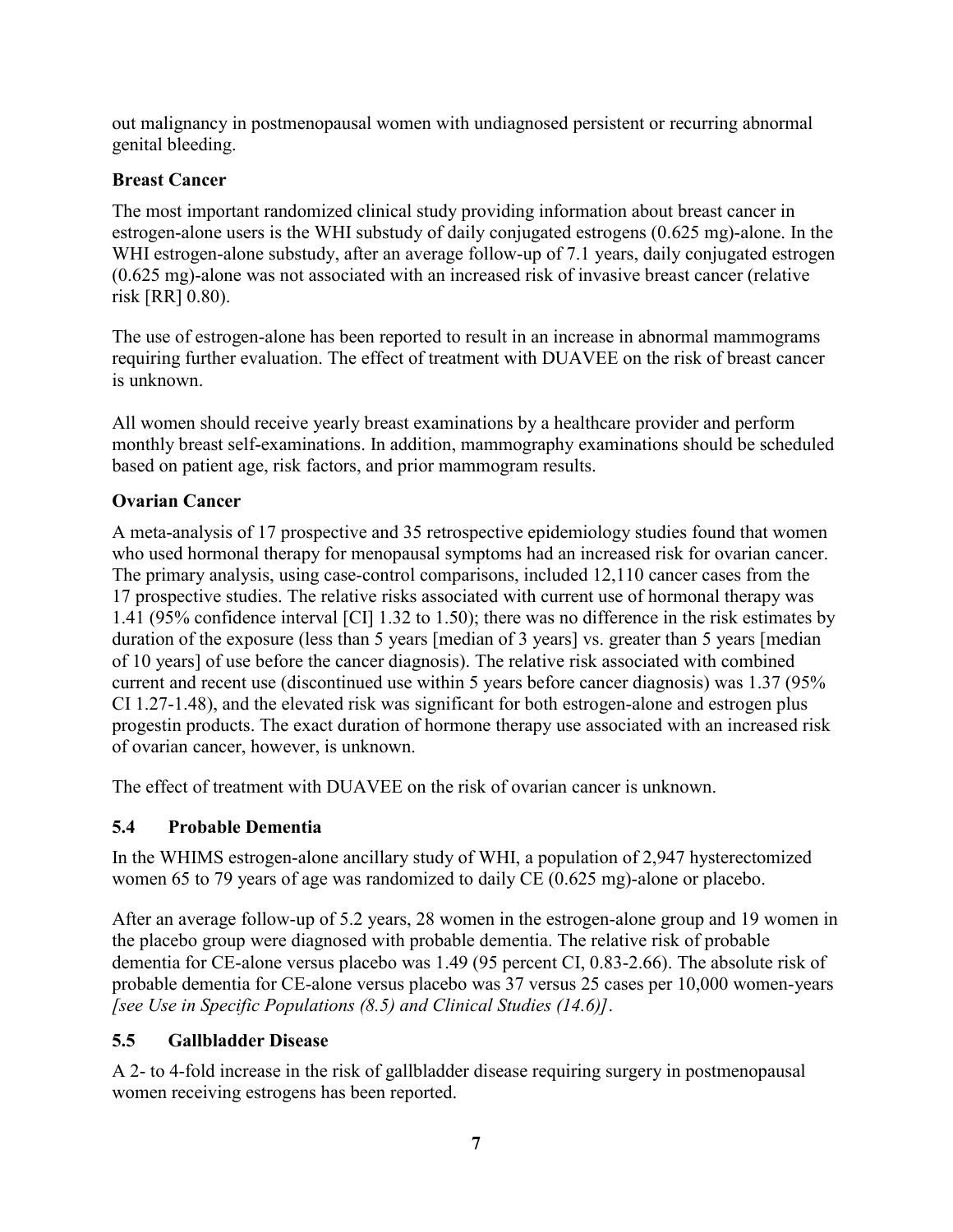out malignancy in postmenopausal women with undiagnosed persistent or recurring abnormal genital bleeding.

**Breast Cancer**

The most important randomized clinical study providing information about breast cancer in estrogen-alone users is the WHI substudy of daily conjugated estrogens (0.625 mg)-alone. In the WHI estrogen-alone substudy, after an average follow-up of 7.1 years, daily conjugated estrogen (0.625 mg)-alone was not associated with an increased risk of invasive breast cancer (relative risk [RR] 0.80).

The use of estrogen-alone has been reported to result in an increase in abnormal mammograms requiring further evaluation. The effect of treatment with DUAVEE on the risk of breast cancer is unknown.

All women should receive yearly breast examinations by a healthcare provider and perform monthly breast self-examinations. In addition, mammography examinations should be scheduled based on patient age, risk factors, and prior mammogram results.

**Ovarian Cancer**

A meta-analysis of 17 prospective and 35 retrospective epidemiology studies found that women who used hormonal therapy for menopausal symptoms had an increased risk for ovarian cancer. The primary analysis, using case-control comparisons, included 12,110 cancer cases from the 17 prospective studies. The relative risks associated with current use of hormonal therapy was 1.41 (95% confidence interval [CI] 1.32 to 1.50); there was no difference in the risk estimates by duration of the exposure (less than 5 years [median of 3 years] vs. greater than 5 years [median of 10 years] of use before the cancer diagnosis). The relative risk associated with combined current and recent use (discontinued use within 5 years before cancer diagnosis) was 1.37 (95% CI 1.27-1.48), and the elevated risk was significant for both estrogen-alone and estrogen plus progestin products. The exact duration of hormone therapy use associated with an increased risk of ovarian cancer, however, is unknown.

The effect of treatment with DUAVEE on the risk of ovarian cancer is unknown.

## 5.4 Probable Dementia

In the WHIMS estrogen-alone ancillary study of WHI, a population of 2,947 hysterectomized women 65 to 79 years of age was randomized to daily CE (0.625 mg)-alone or placebo.

After an average follow-up of 5.2 years, 28 women in the estrogen-alone group and 19 women in the placebo group were diagnosed with probable dementia. The relative risk of probable dementia for CE-alone versus placebo was 1.49 (95 percent CI, 0.83-2.66). The absolute risk of probable dementia for CE-alone versus placebo was 37 versus 25 cases per 10,000 women-years *[see Use in Specific Populations (8.5) and Clinical Studies (14.6)]*.

## 5.5 Gallbladder Disease

A 2- to 4-fold increase in the risk of gallbladder disease requiring surgery in postmenopausal women receiving estrogens has been reported.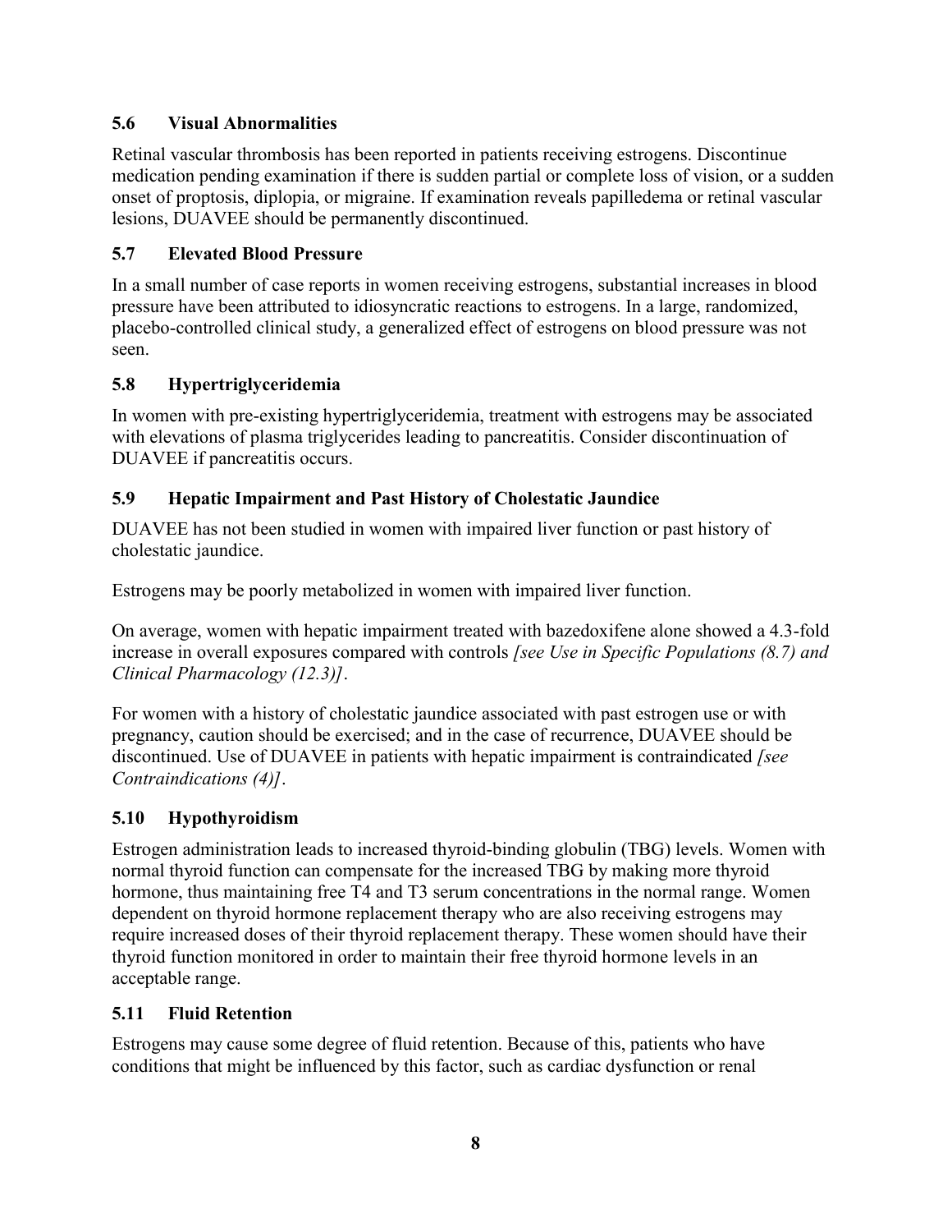### 5.6 Visual Abnormalities

Retinal vascular thrombosis has been reported in patients receiving estrogens. Discontinue medication pending examination if there is sudden partial or complete loss of vision, or a sudden onset of proptosis, diplopia, or migraine. If examination reveals papilledema or retinal vascular lesions, DUAVEE should be permanently discontinued.

### 5.7 Elevated Blood Pressure

In a small number of case reports in women receiving estrogens, substantial increases in blood pressure have been attributed to idiosyncratic reactions to estrogens. In a large, randomized, placebo-controlled clinical study, a generalized effect of estrogens on blood pressure was not seen.

### 5.8 Hypertriglyceridemia

In women with pre-existing hypertriglyceridemia, treatment with estrogens may be associated with elevations of plasma triglycerides leading to pancreatitis. Consider discontinuation of DUAVEE if pancreatitis occurs.

### 5.9 Hepatic Impairment and Past History of Cholestatic Jaundice

DUAVEE has not been studied in women with impaired liver function or past history of cholestatic jaundice.

Estrogens may be poorly metabolized in women with impaired liver function.

On average, women with hepatic impairment treated with bazedoxifene alone showed a 4.3-fold increase in overall exposures compared with controls *[see Use in Specific Populations (8.7) and Clinical Pharmacology (12.3)]*.

For women with a history of cholestatic jaundice associated with past estrogen use or with pregnancy, caution should be exercised; and in the case of recurrence, DUAVEE should be discontinued. Use of DUAVEE in patients with hepatic impairment is contraindicated *[see Contraindications (4)]*.

### 5.10 Hypothyroidism

Estrogen administration leads to increased thyroid-binding globulin (TBG) levels. Women with normal thyroid function can compensate for the increased TBG by making more thyroid hormone, thus maintaining free T4 and T3 serum concentrations in the normal range. Women dependent on thyroid hormone replacement therapy who are also receiving estrogens may require increased doses of their thyroid replacement therapy. These women should have their thyroid function monitored in order to maintain their free thyroid hormone levels in an acceptable range.

### 5.11 Fluid Retention

Estrogens may cause some degree of fluid retention. Because of this, patients who have conditions that might be influenced by this factor, such as cardiac dysfunction or renal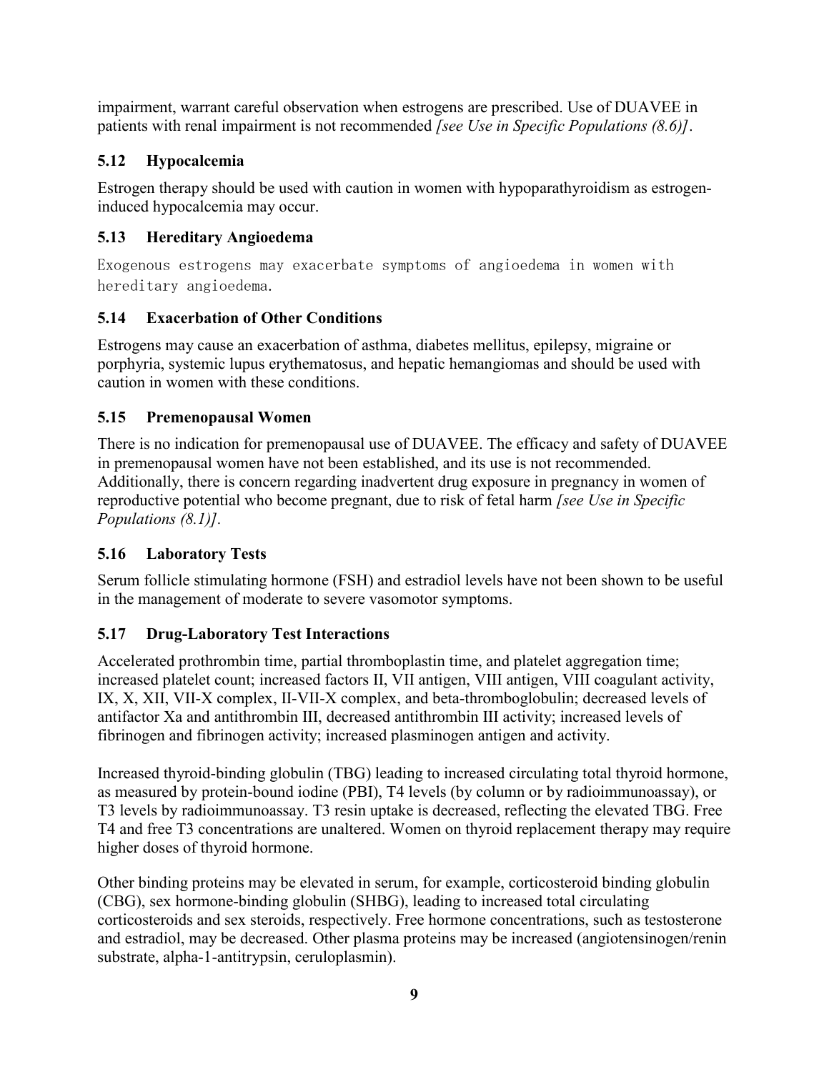impairment, warrant careful observation when estrogens are prescribed. Use of DUAVEE in patients with renal impairment is not recommended *[see Use in Specific Populations (8.6)]*.

### 5.12 Hypocalcemia

Estrogen therapy should be used with caution in women with hypoparathyroidism as estrogen-induced hypocalcemia may occur.

### 5.13 Hereditary Angioedema

Exogenous estrogens may exacerbate symptoms of angioedema in women with hereditary angioedema.

### 5.14 Exacerbation of Other Conditions

Estrogens may cause an exacerbation of asthma, diabetes mellitus, epilepsy, migraine or porphyria, systemic lupus erythematosus, and hepatic hemangiomas and should be used with caution in women with these conditions.

### 5.15 Premenopausal Women

There is no indication for premenopausal use of DUAVEE. The efficacy and safety of DUAVEE in premenopausal women have not been established, and its use is not recommended. Additionally, there is concern regarding inadvertent drug exposure in pregnancy in women of reproductive potential who become pregnant, due to risk of fetal harm *[see Use in Specific Populations (8.1)]*.

### 5.16 Laboratory Tests

Serum follicle stimulating hormone (FSH) and estradiol levels have not been shown to be useful in the management of moderate to severe vasomotor symptoms.

### 5.17 Drug-Laboratory Test Interactions

Accelerated prothrombin time, partial thromboplastin time, and platelet aggregation time; increased platelet count; increased factors II, VII antigen, VIII antigen, VIII coagulant activity, IX, X, XII, VII-X complex, II-VII-X complex, and beta-thromboglobulin; decreased levels of antifactor Xa and antithrombin III, decreased antithrombin III activity; increased levels of fibrinogen and fibrinogen activity; increased plasminogen antigen and activity.

Increased thyroid-binding globulin (TBG) leading to increased circulating total thyroid hormone, as measured by protein-bound iodine (PBI), T4 levels (by column or by radioimmunoassay), or T3 levels by radioimmunoassay. T3 resin uptake is decreased, reflecting the elevated TBG. Free T4 and free T3 concentrations are unaltered. Women on thyroid replacement therapy may require higher doses of thyroid hormone.

Other binding proteins may be elevated in serum, for example, corticosteroid binding globulin (CBG), sex hormone-binding globulin (SHBG), leading to increased total circulating corticosteroids and sex steroids, respectively. Free hormone concentrations, such as testosterone and estradiol, may be decreased. Other plasma proteins may be increased (angiotensinogen/renin substrate, alpha-1-antitrypsin, ceruloplasmin).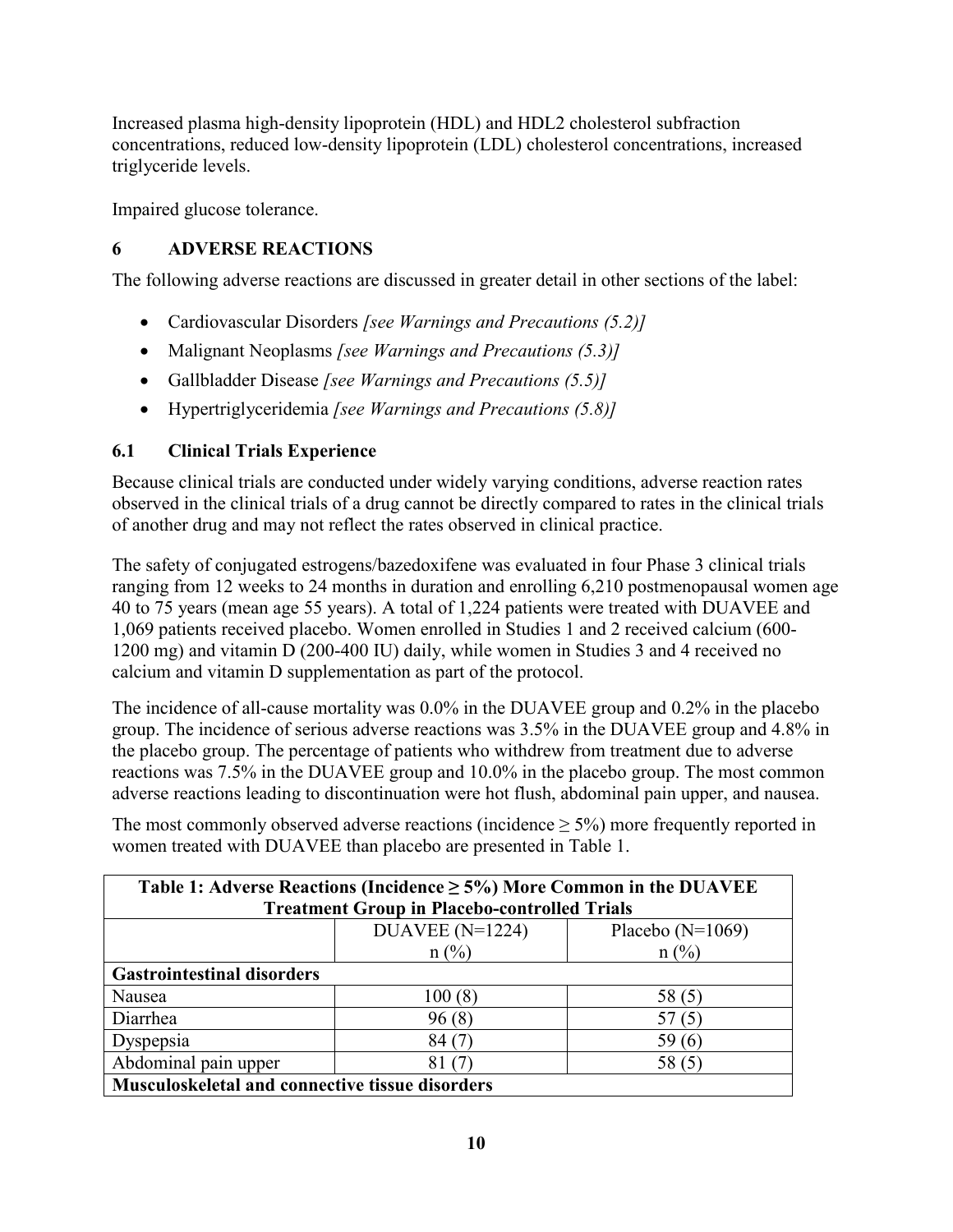Increased plasma high-density lipoprotein (HDL) and HDL2 cholesterol subfraction concentrations, reduced low-density lipoprotein (LDL) cholesterol concentrations, increased triglyceride levels.

Impaired glucose tolerance.

## 6 ADVERSE REACTIONS

The following adverse reactions are discussed in greater detail in other sections of the label:

- Cardiovascular Disorders *[see Warnings and Precautions (5.2)]*
- Malignant Neoplasms *[see Warnings and Precautions (5.3)]*
- Gallbladder Disease *[see Warnings and Precautions (5.5)]*
- Hypertriglyceridemia *[see Warnings and Precautions (5.8)]*

### 6.1 Clinical Trials Experience

Because clinical trials are conducted under widely varying conditions, adverse reaction rates observed in the clinical trials of a drug cannot be directly compared to rates in the clinical trials of another drug and may not reflect the rates observed in clinical practice.

The safety of conjugated estrogens/bazedoxifene was evaluated in four Phase 3 clinical trials ranging from 12 weeks to 24 months in duration and enrolling 6,210 postmenopausal women age 40 to 75 years (mean age 55 years). A total of 1,224 patients were treated with DUAVEE and 1,069 patients received placebo. Women enrolled in Studies 1 and 2 received calcium (600-1200 mg) and vitamin D (200-400 IU) daily, while women in Studies 3 and 4 received no calcium and vitamin D supplementation as part of the protocol.

The incidence of all-cause mortality was 0.0% in the DUAVEE group and 0.2% in the placebo group. The incidence of serious adverse reactions was 3.5% in the DUAVEE group and 4.8% in the placebo group. The percentage of patients who withdrew from treatment due to adverse reactions was 7.5% in the DUAVEE group and 10.0% in the placebo group. The most common adverse reactions leading to discontinuation were hot flush, abdominal pain upper, and nausea.

The most commonly observed adverse reactions (incidence ≥ 5%) more frequently reported in women treated with DUAVEE than placebo are presented in Table 1.

**Table 1: Adverse Reactions (Incidence ≥ 5%) More Common in the DUAVEE Treatment Group in Placebo-controlled Trials**

| | DUAVEE (N=1224) n (%) | Placebo (N=1069) n (%) |
|---|---|---|
| **Gastrointestinal disorders** | | |
| Nausea | 100 (8) | 58 (5) |
| Diarrhea | 96 (8) | 57 (5) |
| Dyspepsia | 84 (7) | 59 (6) |
| Abdominal pain upper | 81 (7) | 58 (5) |
| **Musculoskeletal and connective tissue disorders** | | |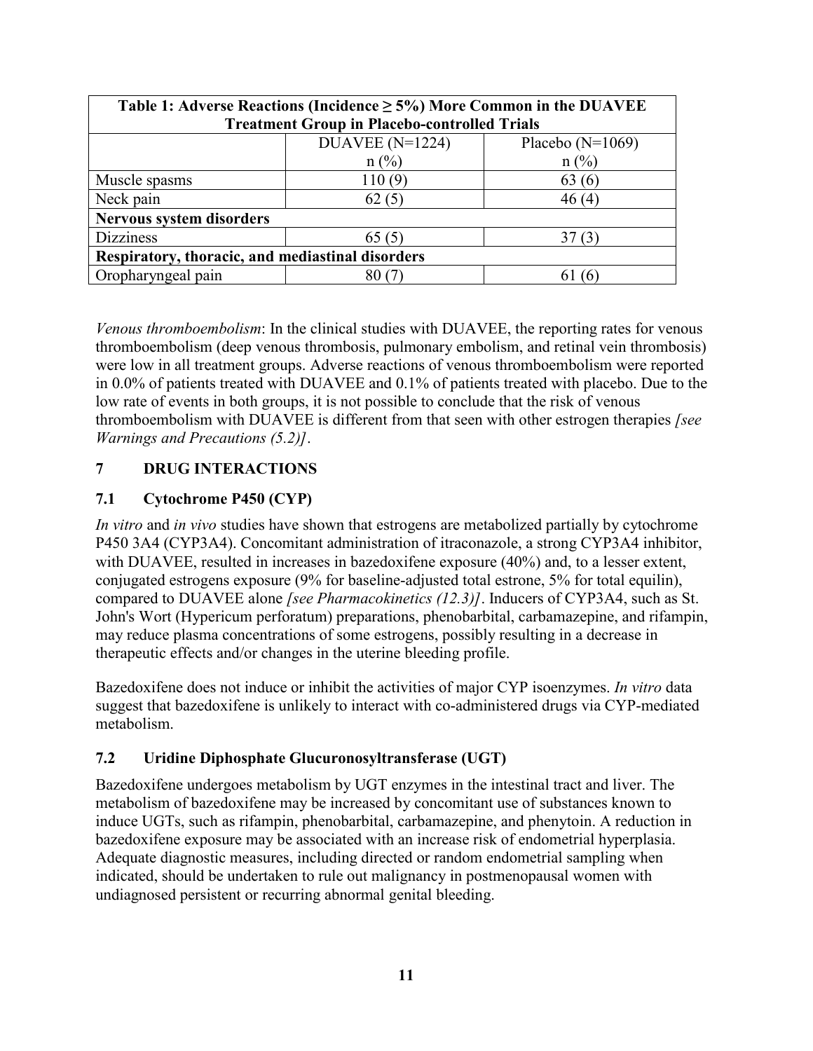| Table 1: Adverse Reactions (Incidence ≥ 5%) More Common in the DUAVEE Treatment Group in Placebo-controlled Trials | | |
|---|---|---|
| | DUAVEE (N=1224) n (%) | Placebo (N=1069) n (%) |
| Muscle spasms | 110 (9) | 63 (6) |
| Neck pain | 62 (5) | 46 (4) |
| **Nervous system disorders** | | |
| Dizziness | 65 (5) | 37 (3) |
| **Respiratory, thoracic, and mediastinal disorders** | | |
| Oropharyngeal pain | 80 (7) | 61 (6) |

*Venous thromboembolism*: In the clinical studies with DUAVEE, the reporting rates for venous thromboembolism (deep venous thrombosis, pulmonary embolism, and retinal vein thrombosis) were low in all treatment groups. Adverse reactions of venous thromboembolism were reported in 0.0% of patients treated with DUAVEE and 0.1% of patients treated with placebo. Due to the low rate of events in both groups, it is not possible to conclude that the risk of venous thromboembolism with DUAVEE is different from that seen with other estrogen therapies *[see Warnings and Precautions (5.2)]*.

## 7 DRUG INTERACTIONS

### 7.1 Cytochrome P450 (CYP)

*In vitro* and *in vivo* studies have shown that estrogens are metabolized partially by cytochrome P450 3A4 (CYP3A4). Concomitant administration of itraconazole, a strong CYP3A4 inhibitor, with DUAVEE, resulted in increases in bazedoxifene exposure (40%) and, to a lesser extent, conjugated estrogens exposure (9% for baseline-adjusted total estrone, 5% for total equilin), compared to DUAVEE alone *[see Pharmacokinetics (12.3)]*. Inducers of CYP3A4, such as St. John's Wort (Hypericum perforatum) preparations, phenobarbital, carbamazepine, and rifampin, may reduce plasma concentrations of some estrogens, possibly resulting in a decrease in therapeutic effects and/or changes in the uterine bleeding profile.

Bazedoxifene does not induce or inhibit the activities of major CYP isoenzymes. *In vitro* data suggest that bazedoxifene is unlikely to interact with co-administered drugs via CYP-mediated metabolism.

### 7.2 Uridine Diphosphate Glucuronosyltransferase (UGT)

Bazedoxifene undergoes metabolism by UGT enzymes in the intestinal tract and liver. The metabolism of bazedoxifene may be increased by concomitant use of substances known to induce UGTs, such as rifampin, phenobarbital, carbamazepine, and phenytoin. A reduction in bazedoxifene exposure may be associated with an increase risk of endometrial hyperplasia. Adequate diagnostic measures, including directed or random endometrial sampling when indicated, should be undertaken to rule out malignancy in postmenopausal women with undiagnosed persistent or recurring abnormal genital bleeding.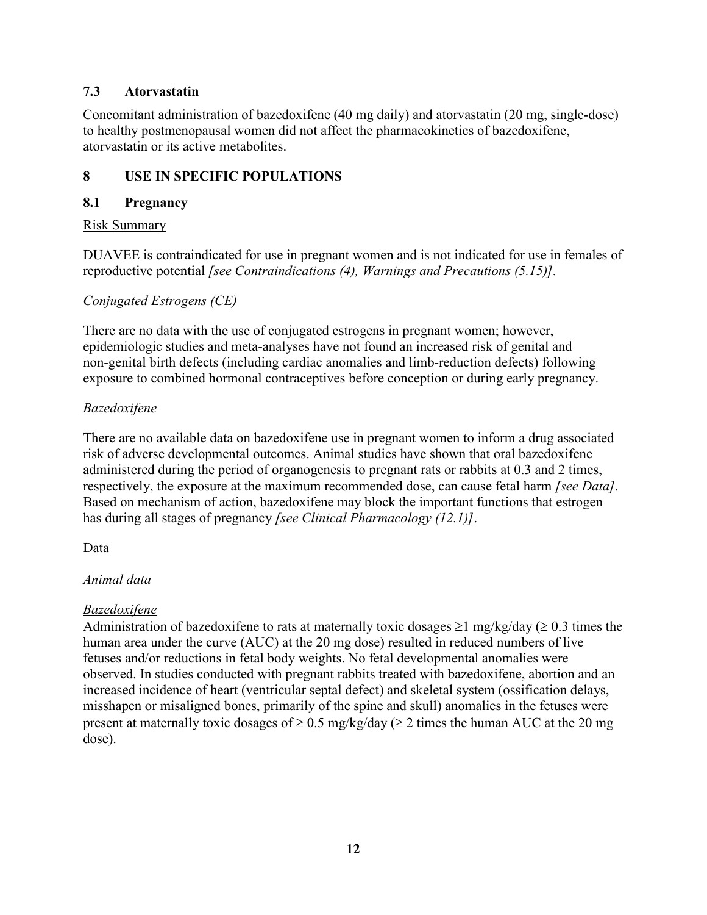### 7.3 Atorvastatin

Concomitant administration of bazedoxifene (40 mg daily) and atorvastatin (20 mg, single-dose) to healthy postmenopausal women did not affect the pharmacokinetics of bazedoxifene, atorvastatin or its active metabolites.

## 8 USE IN SPECIFIC POPULATIONS

### 8.1 Pregnancy

Risk Summary

DUAVEE is contraindicated for use in pregnant women and is not indicated for use in females of reproductive potential *[see Contraindications (4), Warnings and Precautions (5.15)].*

*Conjugated Estrogens (CE)*

There are no data with the use of conjugated estrogens in pregnant women; however, epidemiologic studies and meta-analyses have not found an increased risk of genital and non-genital birth defects (including cardiac anomalies and limb-reduction defects) following exposure to combined hormonal contraceptives before conception or during early pregnancy.

*Bazedoxifene*

There are no available data on bazedoxifene use in pregnant women to inform a drug associated risk of adverse developmental outcomes. Animal studies have shown that oral bazedoxifene administered during the period of organogenesis to pregnant rats or rabbits at 0.3 and 2 times, respectively, the exposure at the maximum recommended dose, can cause fetal harm *[see Data].* Based on mechanism of action, bazedoxifene may block the important functions that estrogen has during all stages of pregnancy *[see Clinical Pharmacology (12.1)]*.

Data

*Animal data*

*Bazedoxifene*

Administration of bazedoxifene to rats at maternally toxic dosages $\geq$1 mg/kg/day ($\geq$ 0.3 times the human area under the curve (AUC) at the 20 mg dose) resulted in reduced numbers of live fetuses and/or reductions in fetal body weights. No fetal developmental anomalies were observed. In studies conducted with pregnant rabbits treated with bazedoxifene, abortion and an increased incidence of heart (ventricular septal defect) and skeletal system (ossification delays, misshapen or misaligned bones, primarily of the spine and skull) anomalies in the fetuses were present at maternally toxic dosages of $\geq$ 0.5 mg/kg/day ($\geq$ 2 times the human AUC at the 20 mg dose).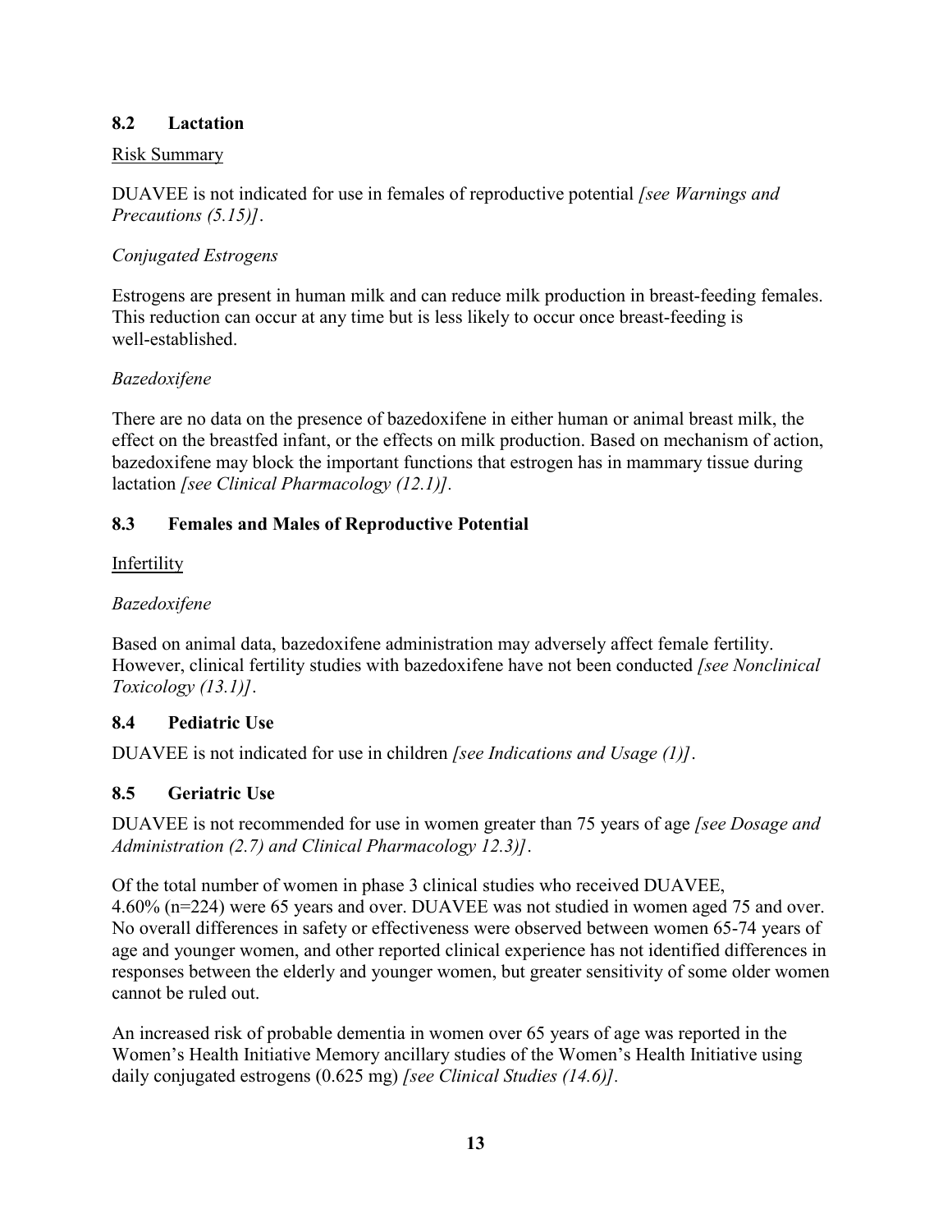### 8.2 Lactation

Risk Summary

DUAVEE is not indicated for use in females of reproductive potential *[see Warnings and Precautions (5.15)]*.

*Conjugated Estrogens*

Estrogens are present in human milk and can reduce milk production in breast-feeding females. This reduction can occur at any time but is less likely to occur once breast-feeding is well-established.

*Bazedoxifene*

There are no data on the presence of bazedoxifene in either human or animal breast milk, the effect on the breastfed infant, or the effects on milk production. Based on mechanism of action, bazedoxifene may block the important functions that estrogen has in mammary tissue during lactation *[see Clinical Pharmacology (12.1)].*

### 8.3 Females and Males of Reproductive Potential

Infertility

*Bazedoxifene*

Based on animal data, bazedoxifene administration may adversely affect female fertility. However, clinical fertility studies with bazedoxifene have not been conducted *[see Nonclinical Toxicology (13.1)]*.

### 8.4 Pediatric Use

DUAVEE is not indicated for use in children *[see Indications and Usage (1)]*.

### 8.5 Geriatric Use

DUAVEE is not recommended for use in women greater than 75 years of age *[see Dosage and Administration (2.7) and Clinical Pharmacology 12.3)]*.

Of the total number of women in phase 3 clinical studies who received DUAVEE, 4.60% (n=224) were 65 years and over. DUAVEE was not studied in women aged 75 and over. No overall differences in safety or effectiveness were observed between women 65-74 years of age and younger women, and other reported clinical experience has not identified differences in responses between the elderly and younger women, but greater sensitivity of some older women cannot be ruled out.

An increased risk of probable dementia in women over 65 years of age was reported in the Women's Health Initiative Memory ancillary studies of the Women's Health Initiative using daily conjugated estrogens (0.625 mg) *[see Clinical Studies (14.6)].*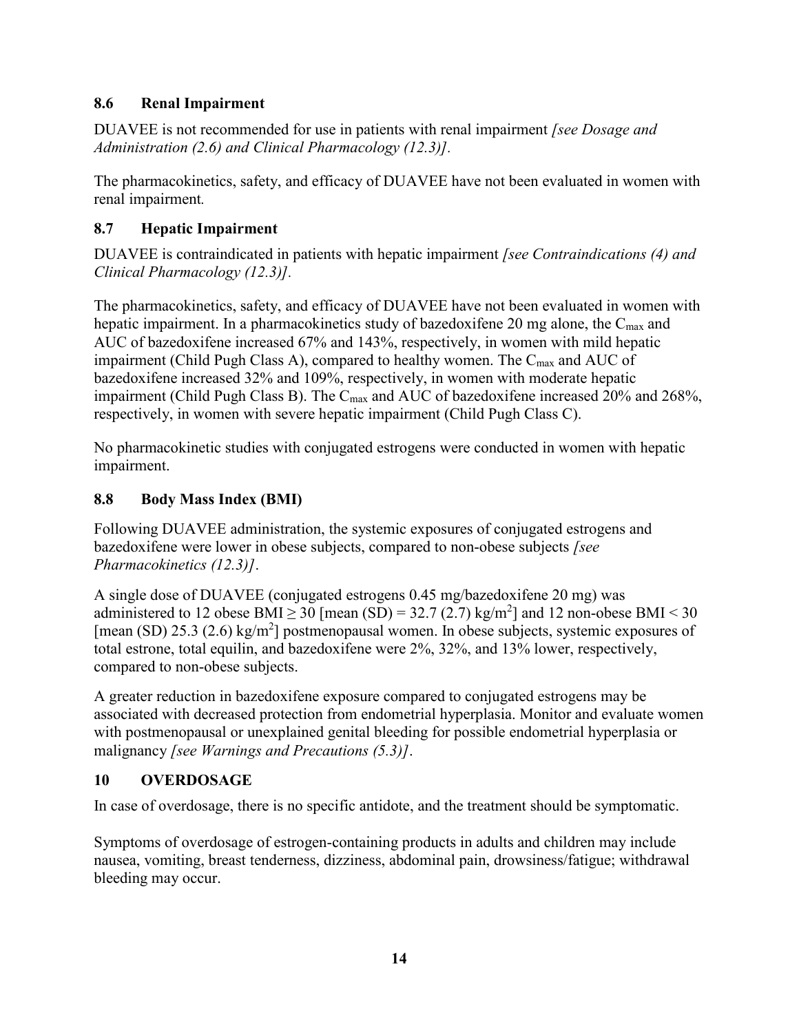### 8.6 Renal Impairment

DUAVEE is not recommended for use in patients with renal impairment *[see Dosage and Administration (2.6) and Clinical Pharmacology (12.3)]*.

The pharmacokinetics, safety, and efficacy of DUAVEE have not been evaluated in women with renal impairment.

### 8.7 Hepatic Impairment

DUAVEE is contraindicated in patients with hepatic impairment *[see Contraindications (4) and Clinical Pharmacology (12.3)]*.

The pharmacokinetics, safety, and efficacy of DUAVEE have not been evaluated in women with hepatic impairment. In a pharmacokinetics study of bazedoxifene 20 mg alone, the $C_{max}$ and AUC of bazedoxifene increased 67% and 143%, respectively, in women with mild hepatic impairment (Child Pugh Class A), compared to healthy women. The $C_{max}$ and AUC of bazedoxifene increased 32% and 109%, respectively, in women with moderate hepatic impairment (Child Pugh Class B). The $C_{max}$ and AUC of bazedoxifene increased 20% and 268%, respectively, in women with severe hepatic impairment (Child Pugh Class C).

No pharmacokinetic studies with conjugated estrogens were conducted in women with hepatic impairment.

### 8.8 Body Mass Index (BMI)

Following DUAVEE administration, the systemic exposures of conjugated estrogens and bazedoxifene were lower in obese subjects, compared to non-obese subjects *[see Pharmacokinetics (12.3)]*.

A single dose of DUAVEE (conjugated estrogens 0.45 mg/bazedoxifene 20 mg) was administered to 12 obese BMI $\geq 30$ [mean (SD) = 32.7 (2.7) $kg/m^2$] and 12 non-obese BMI < 30 [mean (SD) 25.3 (2.6) $kg/m^2$] postmenopausal women. In obese subjects, systemic exposures of total estrone, total equilin, and bazedoxifene were 2%, 32%, and 13% lower, respectively, compared to non-obese subjects.

A greater reduction in bazedoxifene exposure compared to conjugated estrogens may be associated with decreased protection from endometrial hyperplasia. Monitor and evaluate women with postmenopausal or unexplained genital bleeding for possible endometrial hyperplasia or malignancy *[see Warnings and Precautions (5.3)]*.

## 10 OVERDOSAGE

In case of overdosage, there is no specific antidote, and the treatment should be symptomatic.

Symptoms of overdosage of estrogen-containing products in adults and children may include nausea, vomiting, breast tenderness, dizziness, abdominal pain, drowsiness/fatigue; withdrawal bleeding may occur.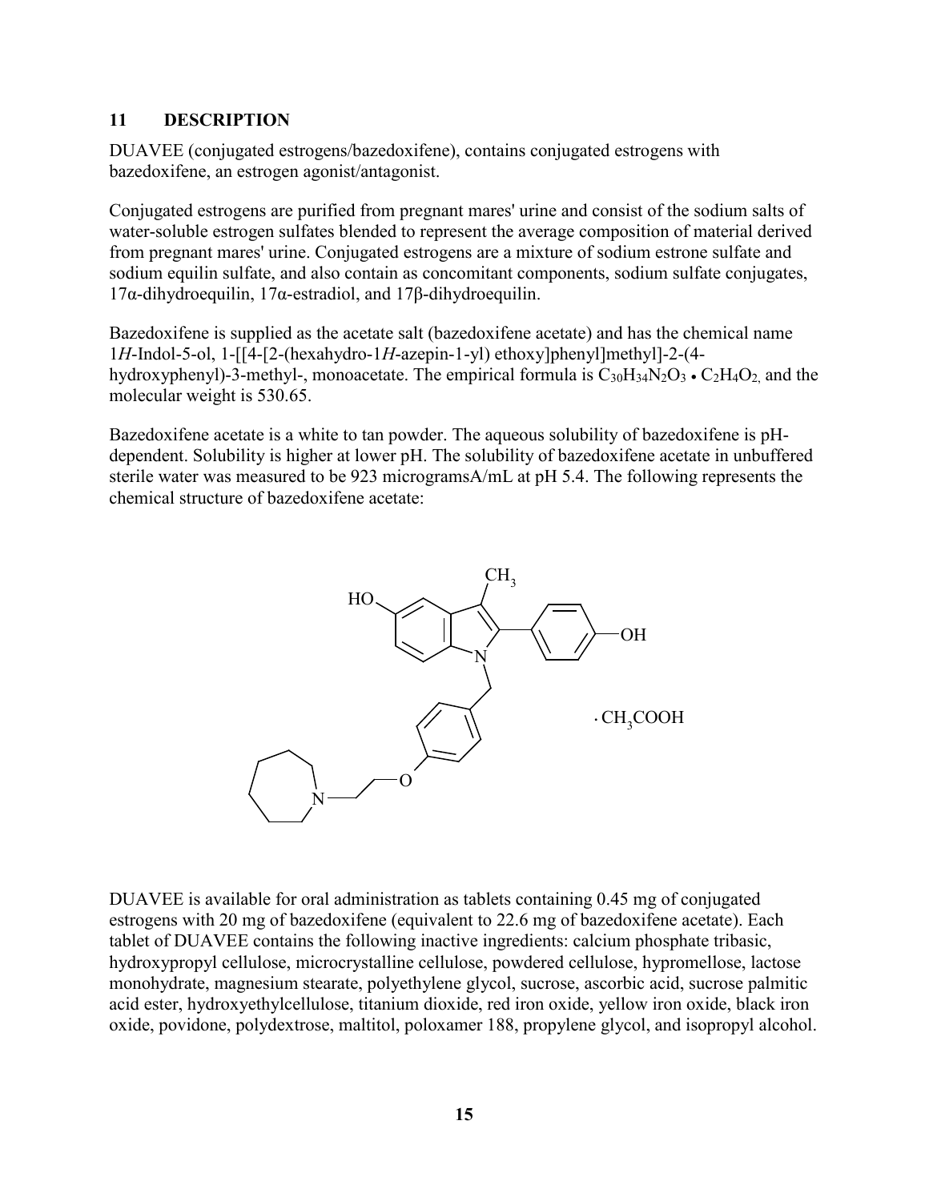## 11 DESCRIPTION

DUAVEE (conjugated estrogens/bazedoxifene), contains conjugated estrogens with bazedoxifene, an estrogen agonist/antagonist.

Conjugated estrogens are purified from pregnant mares' urine and consist of the sodium salts of water-soluble estrogen sulfates blended to represent the average composition of material derived from pregnant mares' urine. Conjugated estrogens are a mixture of sodium estrone sulfate and sodium equilin sulfate, and also contain as concomitant components, sodium sulfate conjugates, 17α-dihydroequilin, 17α-estradiol, and 17β-dihydroequilin.

Bazedoxifene is supplied as the acetate salt (bazedoxifene acetate) and has the chemical name 1*H*-Indol-5-ol, 1-[[4-[2-(hexahydro-1*H*-azepin-1-yl) ethoxy]phenyl]methyl]-2-(4-hydroxyphenyl)-3-methyl-, monoacetate. The empirical formula is $C_{30}H_{34}N_2O_3 \bullet C_2H_4O_2$, and the molecular weight is 530.65.

Bazedoxifene acetate is a white to tan powder. The aqueous solubility of bazedoxifene is pH-dependent. Solubility is higher at lower pH. The solubility of bazedoxifene acetate in unbuffered sterile water was measured to be 923 microgramsA/mL at pH 5.4. The following represents the chemical structure of bazedoxifene acetate:

DUAVEE is available for oral administration as tablets containing 0.45 mg of conjugated estrogens with 20 mg of bazedoxifene (equivalent to 22.6 mg of bazedoxifene acetate). Each tablet of DUAVEE contains the following inactive ingredients: calcium phosphate tribasic, hydroxypropyl cellulose, microcrystalline cellulose, powdered cellulose, hypromellose, lactose monohydrate, magnesium stearate, polyethylene glycol, sucrose, ascorbic acid, sucrose palmitic acid ester, hydroxyethylcellulose, titanium dioxide, red iron oxide, yellow iron oxide, black iron oxide, povidone, polydextrose, maltitol, poloxamer 188, propylene glycol, and isopropyl alcohol.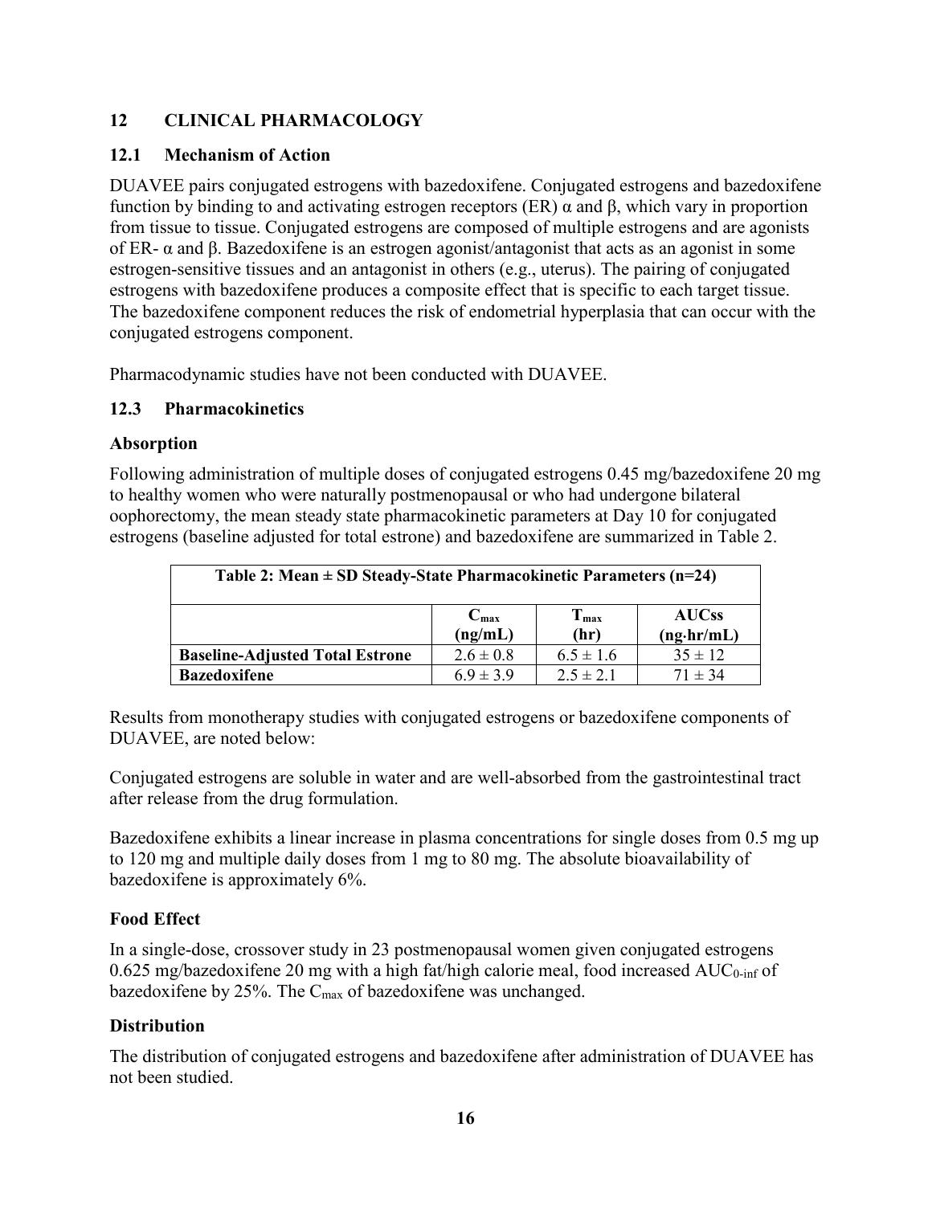## 12 CLINICAL PHARMACOLOGY

### 12.1 Mechanism of Action

DUAVEE pairs conjugated estrogens with bazedoxifene. Conjugated estrogens and bazedoxifene function by binding to and activating estrogen receptors (ER) α and β, which vary in proportion from tissue to tissue. Conjugated estrogens are composed of multiple estrogens and are agonists of ER- α and β. Bazedoxifene is an estrogen agonist/antagonist that acts as an agonist in some estrogen-sensitive tissues and an antagonist in others (e.g., uterus). The pairing of conjugated estrogens with bazedoxifene produces a composite effect that is specific to each target tissue. The bazedoxifene component reduces the risk of endometrial hyperplasia that can occur with the conjugated estrogens component.

Pharmacodynamic studies have not been conducted with DUAVEE.

### 12.3 Pharmacokinetics

**Absorption**

Following administration of multiple doses of conjugated estrogens 0.45 mg/bazedoxifene 20 mg to healthy women who were naturally postmenopausal or who had undergone bilateral oophorectomy, the mean steady state pharmacokinetic parameters at Day 10 for conjugated estrogens (baseline adjusted for total estrone) and bazedoxifene are summarized in Table 2.

**Table 2: Mean ± SD Steady-State Pharmacokinetic Parameters (n=24)**

| | $C_{max}$ (ng/mL) | $T_{max}$ (hr) | AUCss (ng·hr/mL) |
|---|---|---|---|
| **Baseline-Adjusted Total Estrone** | 2.6 ± 0.8 | 6.5 ± 1.6 | 35 ± 12 |
| **Bazedoxifene** | 6.9 ± 3.9 | 2.5 ± 2.1 | 71 ± 34 |

Results from monotherapy studies with conjugated estrogens or bazedoxifene components of DUAVEE, are noted below:

Conjugated estrogens are soluble in water and are well-absorbed from the gastrointestinal tract after release from the drug formulation.

Bazedoxifene exhibits a linear increase in plasma concentrations for single doses from 0.5 mg up to 120 mg and multiple daily doses from 1 mg to 80 mg. The absolute bioavailability of bazedoxifene is approximately 6%.

**Food Effect**

In a single-dose, crossover study in 23 postmenopausal women given conjugated estrogens 0.625 mg/bazedoxifene 20 mg with a high fat/high calorie meal, food increased $AUC_{0\text{-}inf}$ of bazedoxifene by 25%. The $C_{max}$ of bazedoxifene was unchanged.

**Distribution**

The distribution of conjugated estrogens and bazedoxifene after administration of DUAVEE has not been studied.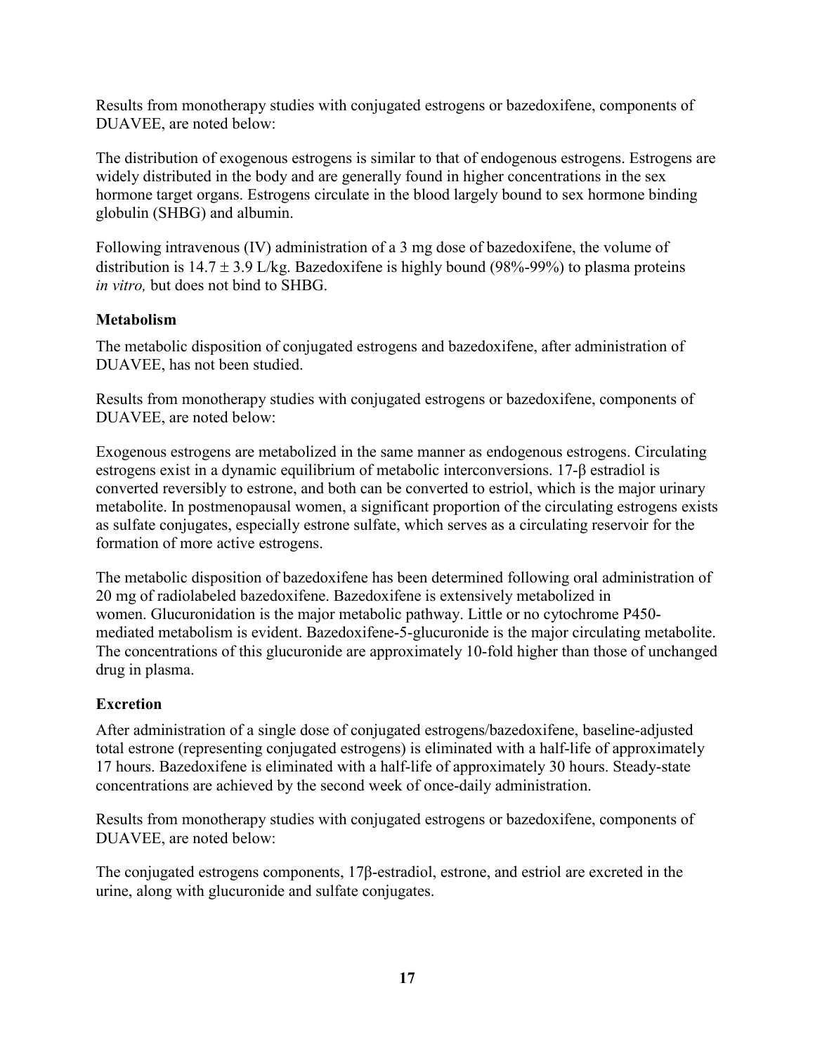Results from monotherapy studies with conjugated estrogens or bazedoxifene, components of DUAVEE, are noted below:

The distribution of exogenous estrogens is similar to that of endogenous estrogens. Estrogens are widely distributed in the body and are generally found in higher concentrations in the sex hormone target organs. Estrogens circulate in the blood largely bound to sex hormone binding globulin (SHBG) and albumin.

Following intravenous (IV) administration of a 3 mg dose of bazedoxifene, the volume of distribution is $14.7 \pm 3.9$ L/kg. Bazedoxifene is highly bound (98%-99%) to plasma proteins *in vitro,* but does not bind to SHBG.

### Metabolism

The metabolic disposition of conjugated estrogens and bazedoxifene, after administration of DUAVEE, has not been studied.

Results from monotherapy studies with conjugated estrogens or bazedoxifene, components of DUAVEE, are noted below:

Exogenous estrogens are metabolized in the same manner as endogenous estrogens. Circulating estrogens exist in a dynamic equilibrium of metabolic interconversions. 17-β estradiol is converted reversibly to estrone, and both can be converted to estriol, which is the major urinary metabolite. In postmenopausal women, a significant proportion of the circulating estrogens exists as sulfate conjugates, especially estrone sulfate, which serves as a circulating reservoir for the formation of more active estrogens.

The metabolic disposition of bazedoxifene has been determined following oral administration of 20 mg of radiolabeled bazedoxifene. Bazedoxifene is extensively metabolized in women. Glucuronidation is the major metabolic pathway. Little or no cytochrome P450-mediated metabolism is evident. Bazedoxifene-5-glucuronide is the major circulating metabolite. The concentrations of this glucuronide are approximately 10-fold higher than those of unchanged drug in plasma.

### Excretion

After administration of a single dose of conjugated estrogens/bazedoxifene, baseline-adjusted total estrone (representing conjugated estrogens) is eliminated with a half-life of approximately 17 hours. Bazedoxifene is eliminated with a half-life of approximately 30 hours. Steady-state concentrations are achieved by the second week of once-daily administration.

Results from monotherapy studies with conjugated estrogens or bazedoxifene, components of DUAVEE, are noted below:

The conjugated estrogens components, 17β-estradiol, estrone, and estriol are excreted in the urine, along with glucuronide and sulfate conjugates.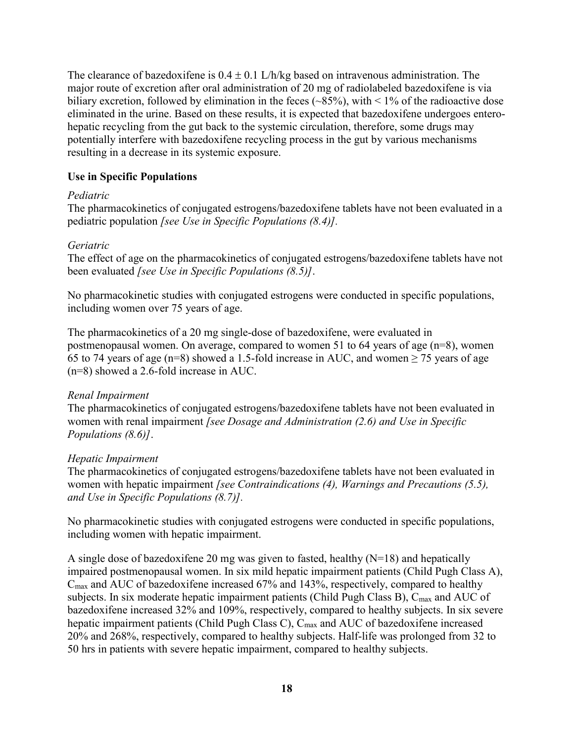The clearance of bazedoxifene is $0.4 \pm 0.1$ L/h/kg based on intravenous administration. The major route of excretion after oral administration of 20 mg of radiolabeled bazedoxifene is via biliary excretion, followed by elimination in the feces (~85%), with < 1% of the radioactive dose eliminated in the urine. Based on these results, it is expected that bazedoxifene undergoes entero-hepatic recycling from the gut back to the systemic circulation, therefore, some drugs may potentially interfere with bazedoxifene recycling process in the gut by various mechanisms resulting in a decrease in its systemic exposure.

**Use in Specific Populations**

*Pediatric*

The pharmacokinetics of conjugated estrogens/bazedoxifene tablets have not been evaluated in a pediatric population *[see Use in Specific Populations (8.4)].*

*Geriatric*

The effect of age on the pharmacokinetics of conjugated estrogens/bazedoxifene tablets have not been evaluated *[see Use in Specific Populations (8.5)]*.

No pharmacokinetic studies with conjugated estrogens were conducted in specific populations, including women over 75 years of age.

The pharmacokinetics of a 20 mg single-dose of bazedoxifene, were evaluated in postmenopausal women. On average, compared to women 51 to 64 years of age (n=8), women 65 to 74 years of age (n=8) showed a 1.5-fold increase in AUC, and women ≥ 75 years of age (n=8) showed a 2.6-fold increase in AUC.

*Renal Impairment*

The pharmacokinetics of conjugated estrogens/bazedoxifene tablets have not been evaluated in women with renal impairment *[see Dosage and Administration (2.6) and Use in Specific Populations (8.6)]*.

*Hepatic Impairment*

The pharmacokinetics of conjugated estrogens/bazedoxifene tablets have not been evaluated in women with hepatic impairment *[see Contraindications (4), Warnings and Precautions (5.5), and Use in Specific Populations (8.7)].*

No pharmacokinetic studies with conjugated estrogens were conducted in specific populations, including women with hepatic impairment.

A single dose of bazedoxifene 20 mg was given to fasted, healthy (N=18) and hepatically impaired postmenopausal women. In six mild hepatic impairment patients (Child Pugh Class A), $C_{max}$ and AUC of bazedoxifene increased 67% and 143%, respectively, compared to healthy subjects. In six moderate hepatic impairment patients (Child Pugh Class B), $C_{max}$ and AUC of bazedoxifene increased 32% and 109%, respectively, compared to healthy subjects. In six severe hepatic impairment patients (Child Pugh Class C), $C_{max}$ and AUC of bazedoxifene increased 20% and 268%, respectively, compared to healthy subjects. Half-life was prolonged from 32 to 50 hrs in patients with severe hepatic impairment, compared to healthy subjects.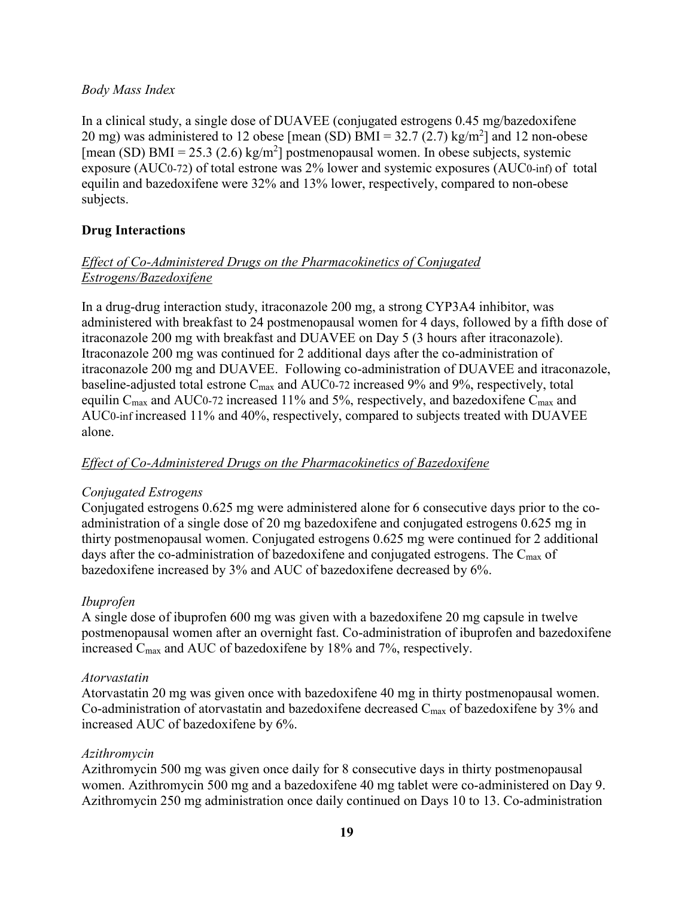*Body Mass Index*

In a clinical study, a single dose of DUAVEE (conjugated estrogens 0.45 mg/bazedoxifene 20 mg) was administered to 12 obese [mean (SD) BMI = 32.7 (2.7) kg/m$^2$] and 12 non-obese [mean (SD) BMI = 25.3 (2.6) kg/m$^2$] postmenopausal women. In obese subjects, systemic exposure ($AUC_{0\text{-}72}$) of total estrone was 2% lower and systemic exposures ($AUC_{0\text{-}inf}$) of total equilin and bazedoxifene were 32% and 13% lower, respectively, compared to non-obese subjects.

**Drug Interactions**

*Effect of Co-Administered Drugs on the Pharmacokinetics of Conjugated Estrogens/Bazedoxifene*

In a drug-drug interaction study, itraconazole 200 mg, a strong CYP3A4 inhibitor, was administered with breakfast to 24 postmenopausal women for 4 days, followed by a fifth dose of itraconazole 200 mg with breakfast and DUAVEE on Day 5 (3 hours after itraconazole). Itraconazole 200 mg was continued for 2 additional days after the co-administration of itraconazole 200 mg and DUAVEE. Following co-administration of DUAVEE and itraconazole, baseline-adjusted total estrone $C_{max}$ and $AUC_{0\text{-}72}$ increased 9% and 9%, respectively, total equilin $C_{max}$ and $AUC_{0\text{-}72}$ increased 11% and 5%, respectively, and bazedoxifene $C_{max}$ and $AUC_{0\text{-}inf}$ increased 11% and 40%, respectively, compared to subjects treated with DUAVEE alone.

*Effect of Co-Administered Drugs on the Pharmacokinetics of Bazedoxifene*

*Conjugated Estrogens*

Conjugated estrogens 0.625 mg were administered alone for 6 consecutive days prior to the co-administration of a single dose of 20 mg bazedoxifene and conjugated estrogens 0.625 mg in thirty postmenopausal women. Conjugated estrogens 0.625 mg were continued for 2 additional days after the co-administration of bazedoxifene and conjugated estrogens. The $C_{max}$ of bazedoxifene increased by 3% and AUC of bazedoxifene decreased by 6%.

*Ibuprofen*

A single dose of ibuprofen 600 mg was given with a bazedoxifene 20 mg capsule in twelve postmenopausal women after an overnight fast. Co-administration of ibuprofen and bazedoxifene increased $C_{max}$ and AUC of bazedoxifene by 18% and 7%, respectively.

*Atorvastatin*

Atorvastatin 20 mg was given once with bazedoxifene 40 mg in thirty postmenopausal women. Co-administration of atorvastatin and bazedoxifene decreased $C_{max}$ of bazedoxifene by 3% and increased AUC of bazedoxifene by 6%.

*Azithromycin*

Azithromycin 500 mg was given once daily for 8 consecutive days in thirty postmenopausal women. Azithromycin 500 mg and a bazedoxifene 40 mg tablet were co-administered on Day 9. Azithromycin 250 mg administration once daily continued on Days 10 to 13. Co-administration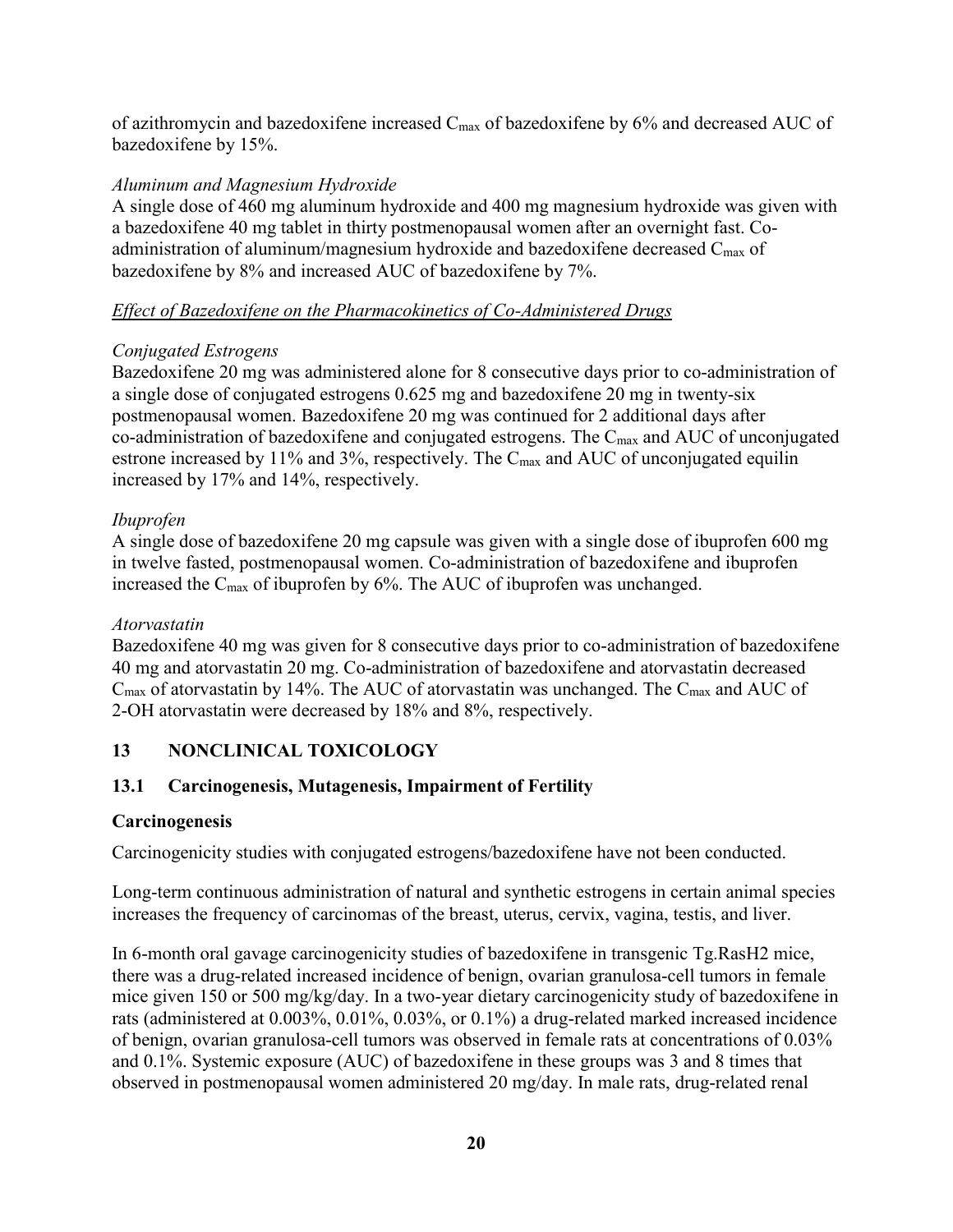of azithromycin and bazedoxifene increased $C_{max}$ of bazedoxifene by 6% and decreased AUC of bazedoxifene by 15%.

*Aluminum and Magnesium Hydroxide*

A single dose of 460 mg aluminum hydroxide and 400 mg magnesium hydroxide was given with a bazedoxifene 40 mg tablet in thirty postmenopausal women after an overnight fast. Co-administration of aluminum/magnesium hydroxide and bazedoxifene decreased $C_{max}$ of bazedoxifene by 8% and increased AUC of bazedoxifene by 7%.

*<u>Effect of Bazedoxifene on the Pharmacokinetics of Co-Administered Drugs</u>*

*Conjugated Estrogens*

Bazedoxifene 20 mg was administered alone for 8 consecutive days prior to co-administration of a single dose of conjugated estrogens 0.625 mg and bazedoxifene 20 mg in twenty-six postmenopausal women. Bazedoxifene 20 mg was continued for 2 additional days after co-administration of bazedoxifene and conjugated estrogens. The $C_{max}$ and AUC of unconjugated estrone increased by 11% and 3%, respectively. The $C_{max}$ and AUC of unconjugated equilin increased by 17% and 14%, respectively.

*Ibuprofen*

A single dose of bazedoxifene 20 mg capsule was given with a single dose of ibuprofen 600 mg in twelve fasted, postmenopausal women. Co-administration of bazedoxifene and ibuprofen increased the $C_{max}$ of ibuprofen by 6%. The AUC of ibuprofen was unchanged.

*Atorvastatin*

Bazedoxifene 40 mg was given for 8 consecutive days prior to co-administration of bazedoxifene 40 mg and atorvastatin 20 mg. Co-administration of bazedoxifene and atorvastatin decreased $C_{max}$ of atorvastatin by 14%. The AUC of atorvastatin was unchanged. The $C_{max}$ and AUC of 2-OH atorvastatin were decreased by 18% and 8%, respectively.

## 13 NONCLINICAL TOXICOLOGY

### 13.1 Carcinogenesis, Mutagenesis, Impairment of Fertility

**Carcinogenesis**

Carcinogenicity studies with conjugated estrogens/bazedoxifene have not been conducted.

Long-term continuous administration of natural and synthetic estrogens in certain animal species increases the frequency of carcinomas of the breast, uterus, cervix, vagina, testis, and liver.

In 6-month oral gavage carcinogenicity studies of bazedoxifene in transgenic Tg.RasH2 mice, there was a drug-related increased incidence of benign, ovarian granulosa-cell tumors in female mice given 150 or 500 mg/kg/day. In a two-year dietary carcinogenicity study of bazedoxifene in rats (administered at 0.003%, 0.01%, 0.03%, or 0.1%) a drug-related marked increased incidence of benign, ovarian granulosa-cell tumors was observed in female rats at concentrations of 0.03% and 0.1%. Systemic exposure (AUC) of bazedoxifene in these groups was 3 and 8 times that observed in postmenopausal women administered 20 mg/day. In male rats, drug-related renal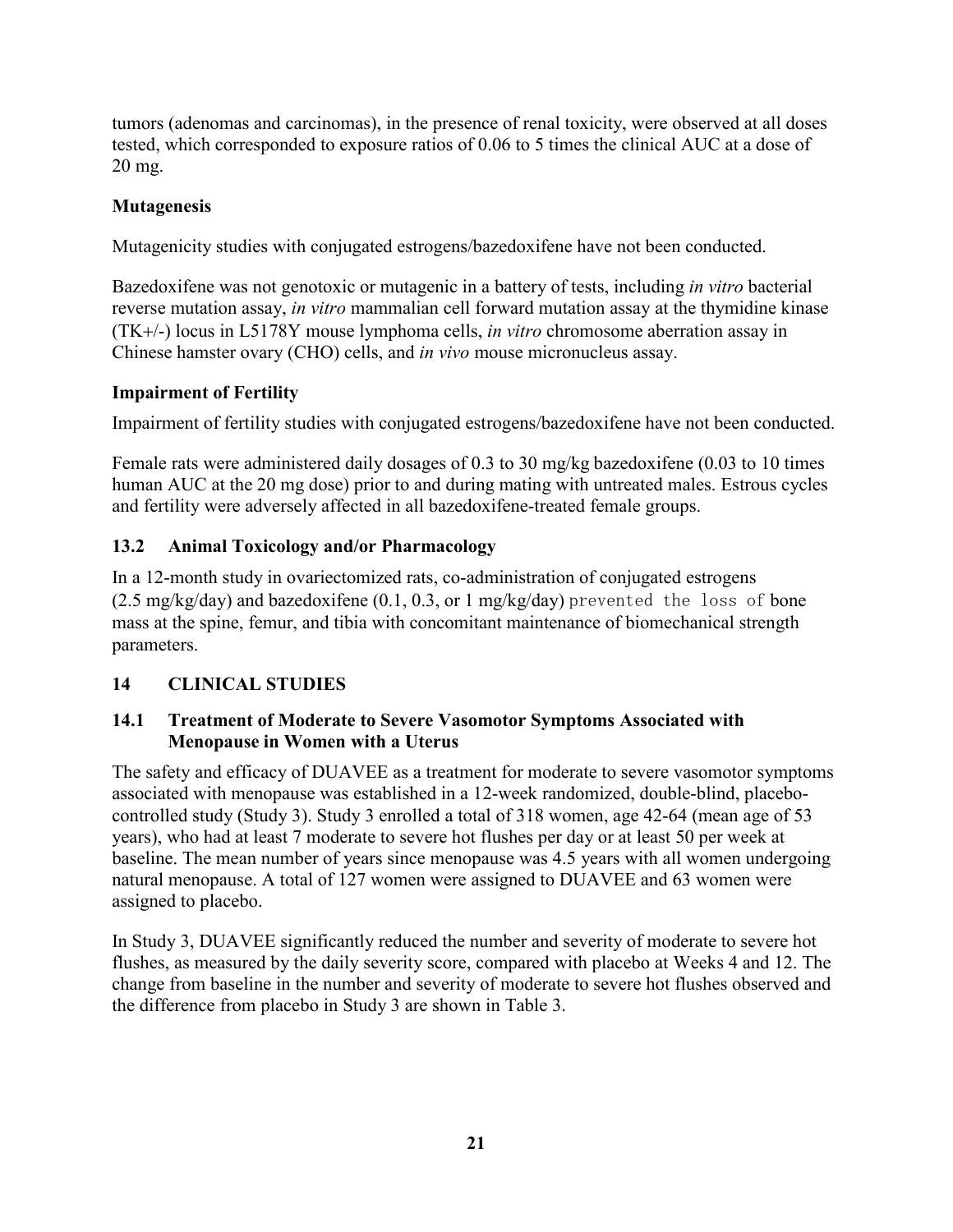tumors (adenomas and carcinomas), in the presence of renal toxicity, were observed at all doses tested, which corresponded to exposure ratios of 0.06 to 5 times the clinical AUC at a dose of 20 mg.

**Mutagenesis**

Mutagenicity studies with conjugated estrogens/bazedoxifene have not been conducted.

Bazedoxifene was not genotoxic or mutagenic in a battery of tests, including *in vitro* bacterial reverse mutation assay, *in vitro* mammalian cell forward mutation assay at the thymidine kinase (TK+/-) locus in L5178Y mouse lymphoma cells, *in vitro* chromosome aberration assay in Chinese hamster ovary (CHO) cells, and *in vivo* mouse micronucleus assay.

**Impairment of Fertility**

Impairment of fertility studies with conjugated estrogens/bazedoxifene have not been conducted.

Female rats were administered daily dosages of 0.3 to 30 mg/kg bazedoxifene (0.03 to 10 times human AUC at the 20 mg dose) prior to and during mating with untreated males. Estrous cycles and fertility were adversely affected in all bazedoxifene-treated female groups.

### 13.2 Animal Toxicology and/or Pharmacology

In a 12-month study in ovariectomized rats, co-administration of conjugated estrogens (2.5 mg/kg/day) and bazedoxifene (0.1, 0.3, or 1 mg/kg/day) prevented the loss of bone mass at the spine, femur, and tibia with concomitant maintenance of biomechanical strength parameters.

## 14 CLINICAL STUDIES

### 14.1 Treatment of Moderate to Severe Vasomotor Symptoms Associated with Menopause in Women with a Uterus

The safety and efficacy of DUAVEE as a treatment for moderate to severe vasomotor symptoms associated with menopause was established in a 12-week randomized, double-blind, placebo-controlled study (Study 3). Study 3 enrolled a total of 318 women, age 42-64 (mean age of 53 years), who had at least 7 moderate to severe hot flushes per day or at least 50 per week at baseline. The mean number of years since menopause was 4.5 years with all women undergoing natural menopause. A total of 127 women were assigned to DUAVEE and 63 women were assigned to placebo.

In Study 3, DUAVEE significantly reduced the number and severity of moderate to severe hot flushes, as measured by the daily severity score, compared with placebo at Weeks 4 and 12. The change from baseline in the number and severity of moderate to severe hot flushes observed and the difference from placebo in Study 3 are shown in Table 3.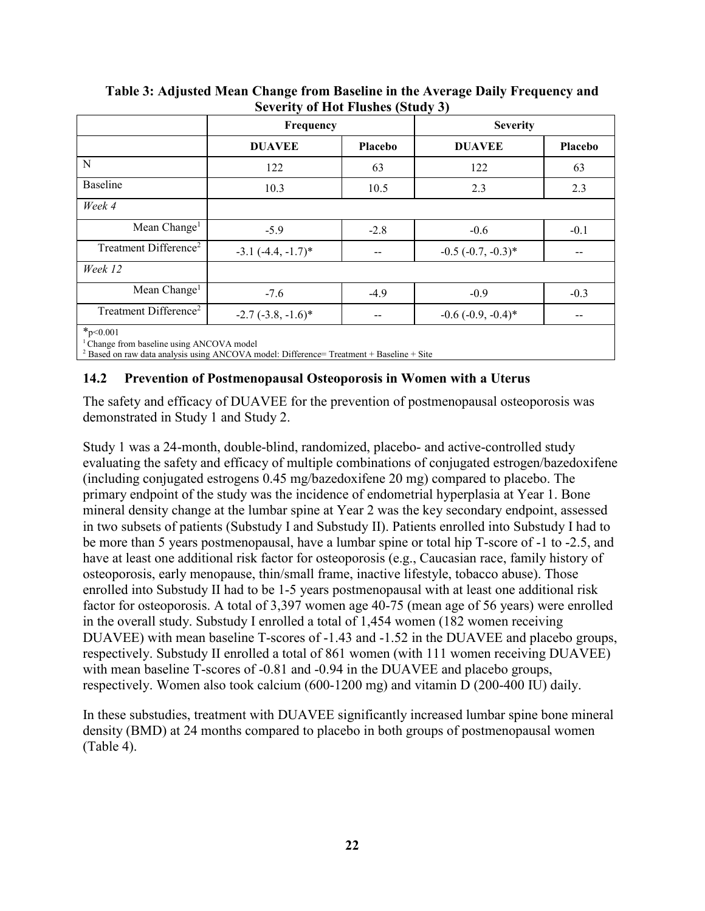**Table 3: Adjusted Mean Change from Baseline in the Average Daily Frequency and Severity of Hot Flushes (Study 3)**

| | Frequency | | Severity | |
|---|---|---|---|---|
| | **DUAVEE** | **Placebo** | **DUAVEE** | **Placebo** |
| N | 122 | 63 | 122 | 63 |
| Baseline | 10.3 | 10.5 | 2.3 | 2.3 |
| *Week 4* | | | | |
| Mean Change[1] | -5.9 | -2.8 | -0.6 | -0.1 |
| Treatment Difference[2] | -3.1 (-4.4, -1.7)* | -- | -0.5 (-0.7, -0.3)* | -- |
| *Week 12* | | | | |
| Mean Change[1] | -7.6 | -4.9 | -0.9 | -0.3 |
| Treatment Difference[2] | -2.7 (-3.8, -1.6)* | -- | -0.6 (-0.9, -0.4)* | -- |

*p<0.001
[1] Change from baseline using ANCOVA model
[2] Based on raw data analysis using ANCOVA model: Difference= Treatment + Baseline + Site

## 14.2 Prevention of Postmenopausal Osteoporosis in Women with a Uterus

The safety and efficacy of DUAVEE for the prevention of postmenopausal osteoporosis was demonstrated in Study 1 and Study 2.

Study 1 was a 24-month, double-blind, randomized, placebo- and active-controlled study evaluating the safety and efficacy of multiple combinations of conjugated estrogen/bazedoxifene (including conjugated estrogens 0.45 mg/bazedoxifene 20 mg) compared to placebo. The primary endpoint of the study was the incidence of endometrial hyperplasia at Year 1. Bone mineral density change at the lumbar spine at Year 2 was the key secondary endpoint, assessed in two subsets of patients (Substudy I and Substudy II). Patients enrolled into Substudy I had to be more than 5 years postmenopausal, have a lumbar spine or total hip T-score of -1 to -2.5, and have at least one additional risk factor for osteoporosis (e.g., Caucasian race, family history of osteoporosis, early menopause, thin/small frame, inactive lifestyle, tobacco abuse). Those enrolled into Substudy II had to be 1-5 years postmenopausal with at least one additional risk factor for osteoporosis. A total of 3,397 women age 40-75 (mean age of 56 years) were enrolled in the overall study. Substudy I enrolled a total of 1,454 women (182 women receiving DUAVEE) with mean baseline T-scores of -1.43 and -1.52 in the DUAVEE and placebo groups, respectively. Substudy II enrolled a total of 861 women (with 111 women receiving DUAVEE) with mean baseline T-scores of -0.81 and -0.94 in the DUAVEE and placebo groups, respectively. Women also took calcium (600-1200 mg) and vitamin D (200-400 IU) daily.

In these substudies, treatment with DUAVEE significantly increased lumbar spine bone mineral density (BMD) at 24 months compared to placebo in both groups of postmenopausal women (Table 4).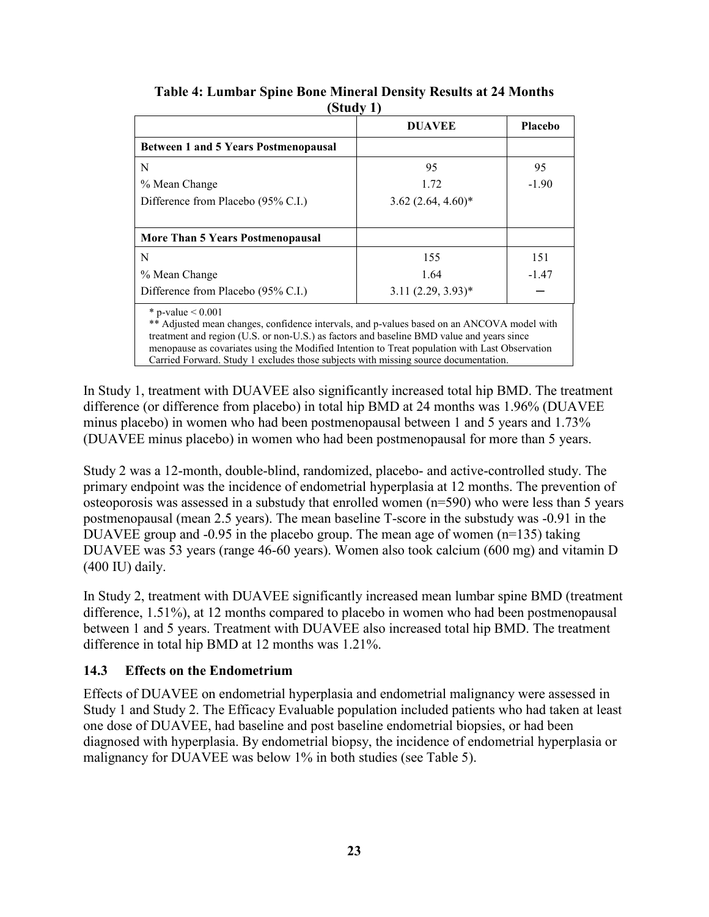**Table 4: Lumbar Spine Bone Mineral Density Results at 24 Months (Study 1)**

| | DUAVEE | Placebo |
|---|---|---|
| **Between 1 and 5 Years Postmenopausal** | | |
| N | 95 | 95 |
| % Mean Change | 1.72 | -1.90 |
| Difference from Placebo (95% C.I.) | 3.62 (2.64, 4.60)* | |
| **More Than 5 Years Postmenopausal** | | |
| N | 155 | 151 |
| % Mean Change | 1.64 | -1.47 |
| Difference from Placebo (95% C.I.) | 3.11 (2.29, 3.93)* | – |

* p-value < 0.001
** Adjusted mean changes, confidence intervals, and p-values based on an ANCOVA model with treatment and region (U.S. or non-U.S.) as factors and baseline BMD value and years since menopause as covariates using the Modified Intention to Treat population with Last Observation Carried Forward. Study 1 excludes those subjects with missing source documentation.

In Study 1, treatment with DUAVEE also significantly increased total hip BMD. The treatment difference (or difference from placebo) in total hip BMD at 24 months was 1.96% (DUAVEE minus placebo) in women who had been postmenopausal between 1 and 5 years and 1.73% (DUAVEE minus placebo) in women who had been postmenopausal for more than 5 years.

Study 2 was a 12-month, double-blind, randomized, placebo- and active-controlled study. The primary endpoint was the incidence of endometrial hyperplasia at 12 months. The prevention of osteoporosis was assessed in a substudy that enrolled women (n=590) who were less than 5 years postmenopausal (mean 2.5 years). The mean baseline T-score in the substudy was -0.91 in the DUAVEE group and -0.95 in the placebo group. The mean age of women (n=135) taking DUAVEE was 53 years (range 46-60 years). Women also took calcium (600 mg) and vitamin D (400 IU) daily.

In Study 2, treatment with DUAVEE significantly increased mean lumbar spine BMD (treatment difference, 1.51%), at 12 months compared to placebo in women who had been postmenopausal between 1 and 5 years. Treatment with DUAVEE also increased total hip BMD. The treatment difference in total hip BMD at 12 months was 1.21%.

### 14.3 Effects on the Endometrium

Effects of DUAVEE on endometrial hyperplasia and endometrial malignancy were assessed in Study 1 and Study 2. The Efficacy Evaluable population included patients who had taken at least one dose of DUAVEE, had baseline and post baseline endometrial biopsies, or had been diagnosed with hyperplasia. By endometrial biopsy, the incidence of endometrial hyperplasia or malignancy for DUAVEE was below 1% in both studies (see Table 5).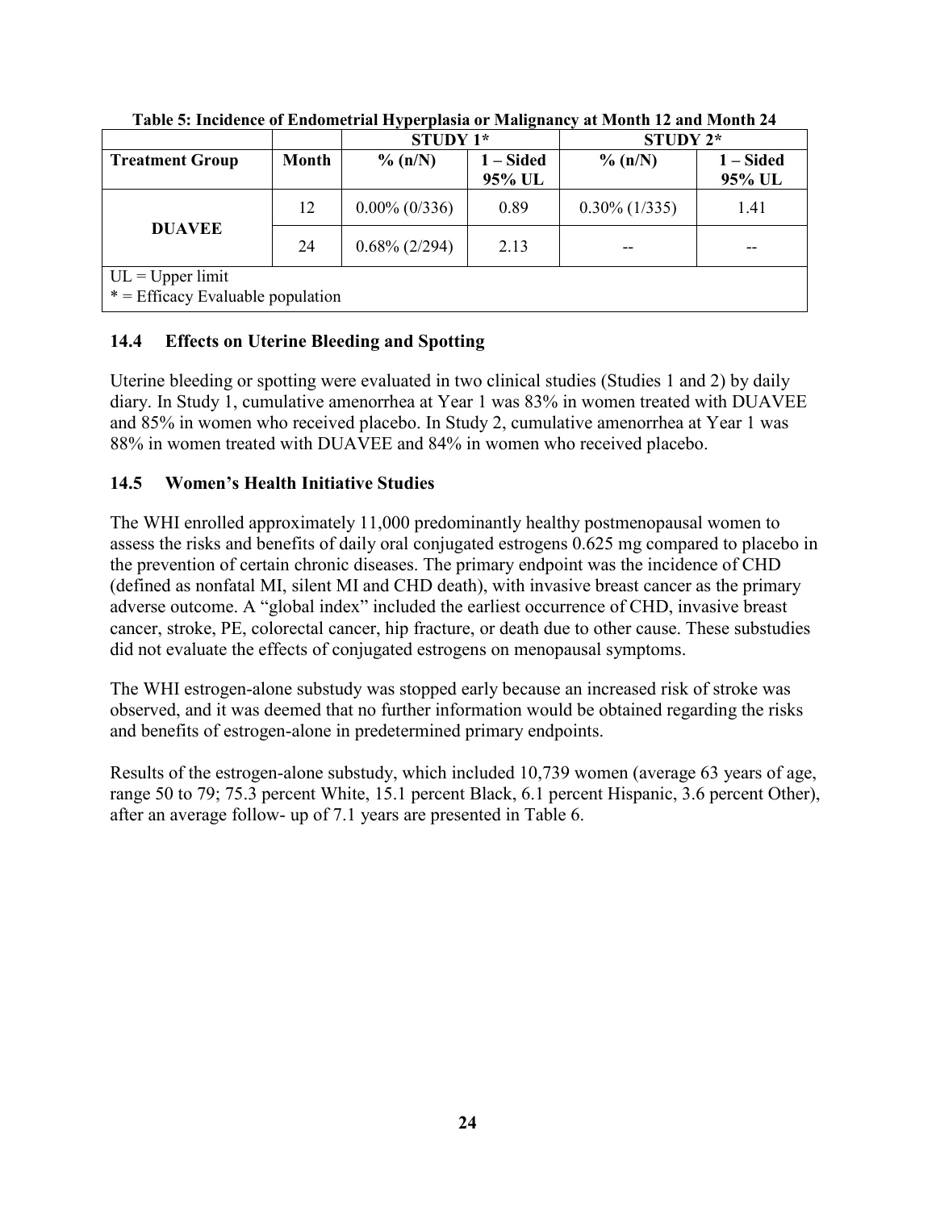**Table 5: Incidence of Endometrial Hyperplasia or Malignancy at Month 12 and Month 24**

| | | STUDY 1* | | STUDY 2* | |
|---|---|---|---|---|---|
| **Treatment Group** | **Month** | **% (n/N)** | **1 – Sided 95% UL** | **% (n/N)** | **1 – Sided 95% UL** |
| **DUAVEE** | 12 | 0.00% (0/336) | 0.89 | 0.30% (1/335) | 1.41 |
| | 24 | 0.68% (2/294) | 2.13 | -- | -- |

UL = Upper limit
* = Efficacy Evaluable population

## 14.4 Effects on Uterine Bleeding and Spotting

Uterine bleeding or spotting were evaluated in two clinical studies (Studies 1 and 2) by daily diary. In Study 1, cumulative amenorrhea at Year 1 was 83% in women treated with DUAVEE and 85% in women who received placebo. In Study 2, cumulative amenorrhea at Year 1 was 88% in women treated with DUAVEE and 84% in women who received placebo.

## 14.5 Women's Health Initiative Studies

The WHI enrolled approximately 11,000 predominantly healthy postmenopausal women to assess the risks and benefits of daily oral conjugated estrogens 0.625 mg compared to placebo in the prevention of certain chronic diseases. The primary endpoint was the incidence of CHD (defined as nonfatal MI, silent MI and CHD death), with invasive breast cancer as the primary adverse outcome. A "global index" included the earliest occurrence of CHD, invasive breast cancer, stroke, PE, colorectal cancer, hip fracture, or death due to other cause. These substudies did not evaluate the effects of conjugated estrogens on menopausal symptoms.

The WHI estrogen-alone substudy was stopped early because an increased risk of stroke was observed, and it was deemed that no further information would be obtained regarding the risks and benefits of estrogen-alone in predetermined primary endpoints.

Results of the estrogen-alone substudy, which included 10,739 women (average 63 years of age, range 50 to 79; 75.3 percent White, 15.1 percent Black, 6.1 percent Hispanic, 3.6 percent Other), after an average follow- up of 7.1 years are presented in Table 6.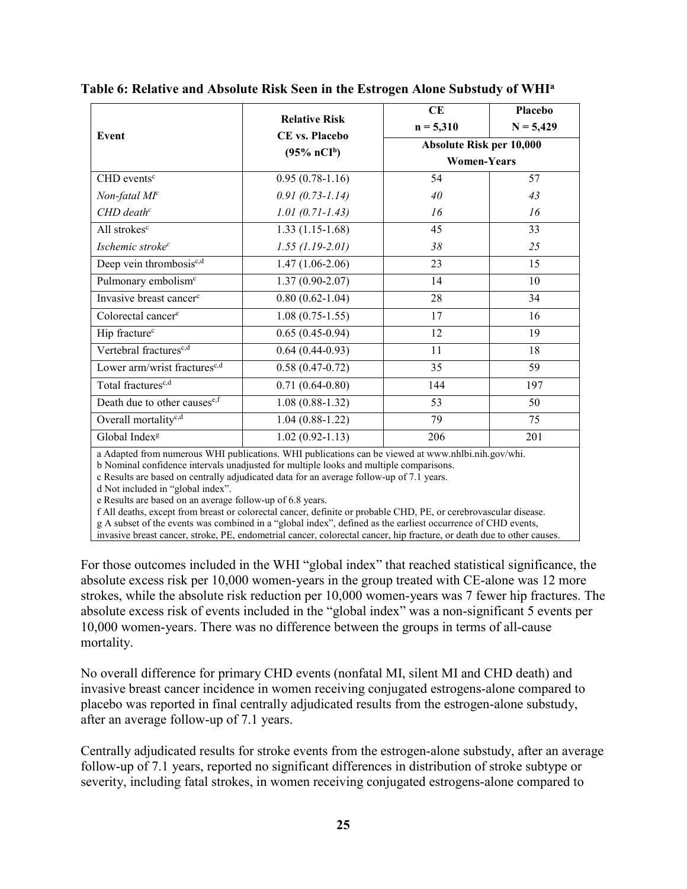**Table 6: Relative and Absolute Risk Seen in the Estrogen Alone Substudy of WHI[a]**

| Event | Relative Risk CE vs. Placebo (95% nCI[b]) | CE n = 5,310 | Placebo N = 5,429 |
|---|---|---|---|
| | | Absolute Risk per 10,000 Women-Years | |
| CHD events[c] | 0.95 (0.78-1.16) | 54 | 57 |
| *Non-fatal MI[c]* | *0.91 (0.73-1.14)* | *40* | *43* |
| *CHD death[c]* | *1.01 (0.71-1.43)* | *16* | *16* |
| All strokes[c] | 1.33 (1.15-1.68) | 45 | 33 |
| *Ischemic stroke[c]* | *1.55 (1.19-2.01)* | *38* | *25* |
| Deep vein thrombosis[c,d] | 1.47 (1.06-2.06) | 23 | 15 |
| Pulmonary embolism[c] | 1.37 (0.90-2.07) | 14 | 10 |
| Invasive breast cancer[c] | 0.80 (0.62-1.04) | 28 | 34 |
| Colorectal cancer[e] | 1.08 (0.75-1.55) | 17 | 16 |
| Hip fracture[c] | 0.65 (0.45-0.94) | 12 | 19 |
| Vertebral fractures[c,d] | 0.64 (0.44-0.93) | 11 | 18 |
| Lower arm/wrist fractures[c,d] | 0.58 (0.47-0.72) | 35 | 59 |
| Total fractures[c,d] | 0.71 (0.64-0.80) | 144 | 197 |
| Death due to other causes[e,f] | 1.08 (0.88-1.32) | 53 | 50 |
| Overall mortality[c,d] | 1.04 (0.88-1.22) | 79 | 75 |
| Global Index[g] | 1.02 (0.92-1.13) | 206 | 201 |

a Adapted from numerous WHI publications. WHI publications can be viewed at www.nhlbi.nih.gov/whi.
b Nominal confidence intervals unadjusted for multiple looks and multiple comparisons.
c Results are based on centrally adjudicated data for an average follow-up of 7.1 years.
d Not included in "global index".
e Results are based on an average follow-up of 6.8 years.
f All deaths, except from breast or colorectal cancer, definite or probable CHD, PE, or cerebrovascular disease.
g A subset of the events was combined in a "global index", defined as the earliest occurrence of CHD events, invasive breast cancer, stroke, PE, endometrial cancer, colorectal cancer, hip fracture, or death due to other causes.

For those outcomes included in the WHI "global index" that reached statistical significance, the absolute excess risk per 10,000 women-years in the group treated with CE-alone was 12 more strokes, while the absolute risk reduction per 10,000 women-years was 7 fewer hip fractures. The absolute excess risk of events included in the "global index" was a non-significant 5 events per 10,000 women-years. There was no difference between the groups in terms of all-cause mortality.

No overall difference for primary CHD events (nonfatal MI, silent MI and CHD death) and invasive breast cancer incidence in women receiving conjugated estrogens-alone compared to placebo was reported in final centrally adjudicated results from the estrogen-alone substudy, after an average follow-up of 7.1 years.

Centrally adjudicated results for stroke events from the estrogen-alone substudy, after an average follow-up of 7.1 years, reported no significant differences in distribution of stroke subtype or severity, including fatal strokes, in women receiving conjugated estrogens-alone compared to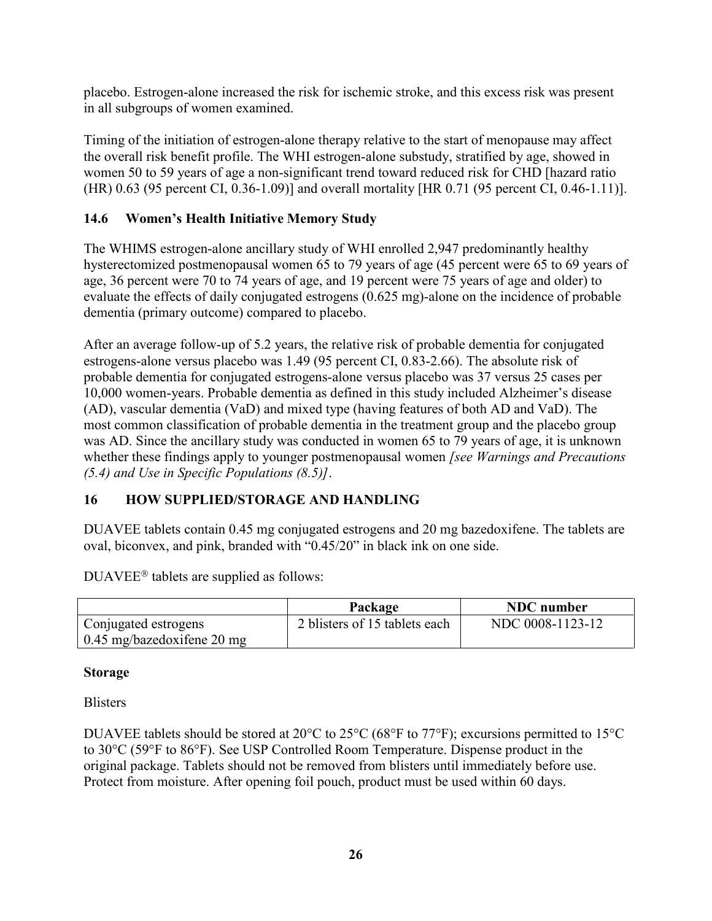placebo. Estrogen-alone increased the risk for ischemic stroke, and this excess risk was present in all subgroups of women examined.

Timing of the initiation of estrogen-alone therapy relative to the start of menopause may affect the overall risk benefit profile. The WHI estrogen-alone substudy, stratified by age, showed in women 50 to 59 years of age a non-significant trend toward reduced risk for CHD [hazard ratio (HR) 0.63 (95 percent CI, 0.36-1.09)] and overall mortality [HR 0.71 (95 percent CI, 0.46-1.11)].

### 14.6 Women's Health Initiative Memory Study

The WHIMS estrogen-alone ancillary study of WHI enrolled 2,947 predominantly healthy hysterectomized postmenopausal women 65 to 79 years of age (45 percent were 65 to 69 years of age, 36 percent were 70 to 74 years of age, and 19 percent were 75 years of age and older) to evaluate the effects of daily conjugated estrogens (0.625 mg)-alone on the incidence of probable dementia (primary outcome) compared to placebo.

After an average follow-up of 5.2 years, the relative risk of probable dementia for conjugated estrogens-alone versus placebo was 1.49 (95 percent CI, 0.83-2.66). The absolute risk of probable dementia for conjugated estrogens-alone versus placebo was 37 versus 25 cases per 10,000 women-years. Probable dementia as defined in this study included Alzheimer's disease (AD), vascular dementia (VaD) and mixed type (having features of both AD and VaD). The most common classification of probable dementia in the treatment group and the placebo group was AD. Since the ancillary study was conducted in women 65 to 79 years of age, it is unknown whether these findings apply to younger postmenopausal women *[see Warnings and Precautions (5.4) and Use in Specific Populations (8.5)]*.

## 16 HOW SUPPLIED/STORAGE AND HANDLING

DUAVEE tablets contain 0.45 mg conjugated estrogens and 20 mg bazedoxifene. The tablets are oval, biconvex, and pink, branded with "0.45/20" in black ink on one side.

DUAVEE® tablets are supplied as follows:

| | Package | NDC number |
|---|---|---|
| Conjugated estrogens 0.45 mg/bazedoxifene 20 mg | 2 blisters of 15 tablets each | NDC 0008-1123-12 |

**Storage**

Blisters

DUAVEE tablets should be stored at 20°C to 25°C (68°F to 77°F); excursions permitted to 15°C to 30°C (59°F to 86°F). See USP Controlled Room Temperature. Dispense product in the original package. Tablets should not be removed from blisters until immediately before use. Protect from moisture. After opening foil pouch, product must be used within 60 days.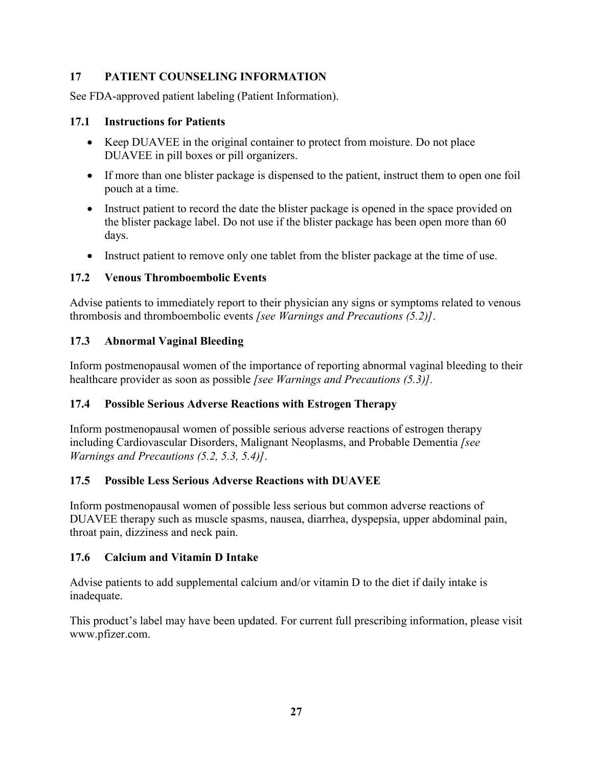## 17 PATIENT COUNSELING INFORMATION

See FDA-approved patient labeling (Patient Information).

### 17.1 Instructions for Patients

- Keep DUAVEE in the original container to protect from moisture. Do not place DUAVEE in pill boxes or pill organizers.
- If more than one blister package is dispensed to the patient, instruct them to open one foil pouch at a time.
- Instruct patient to record the date the blister package is opened in the space provided on the blister package label. Do not use if the blister package has been open more than 60 days.
- Instruct patient to remove only one tablet from the blister package at the time of use.

### 17.2 Venous Thromboembolic Events

Advise patients to immediately report to their physician any signs or symptoms related to venous thrombosis and thromboembolic events *[see Warnings and Precautions (5.2)]*.

### 17.3 Abnormal Vaginal Bleeding

Inform postmenopausal women of the importance of reporting abnormal vaginal bleeding to their healthcare provider as soon as possible *[see Warnings and Precautions (5.3)]*.

### 17.4 Possible Serious Adverse Reactions with Estrogen Therapy

Inform postmenopausal women of possible serious adverse reactions of estrogen therapy including Cardiovascular Disorders, Malignant Neoplasms, and Probable Dementia *[see Warnings and Precautions (5.2, 5.3, 5.4)]*.

### 17.5 Possible Less Serious Adverse Reactions with DUAVEE

Inform postmenopausal women of possible less serious but common adverse reactions of DUAVEE therapy such as muscle spasms, nausea, diarrhea, dyspepsia, upper abdominal pain, throat pain, dizziness and neck pain.

### 17.6 Calcium and Vitamin D Intake

Advise patients to add supplemental calcium and/or vitamin D to the diet if daily intake is inadequate.

This product's label may have been updated. For current full prescribing information, please visit www.pfizer.com.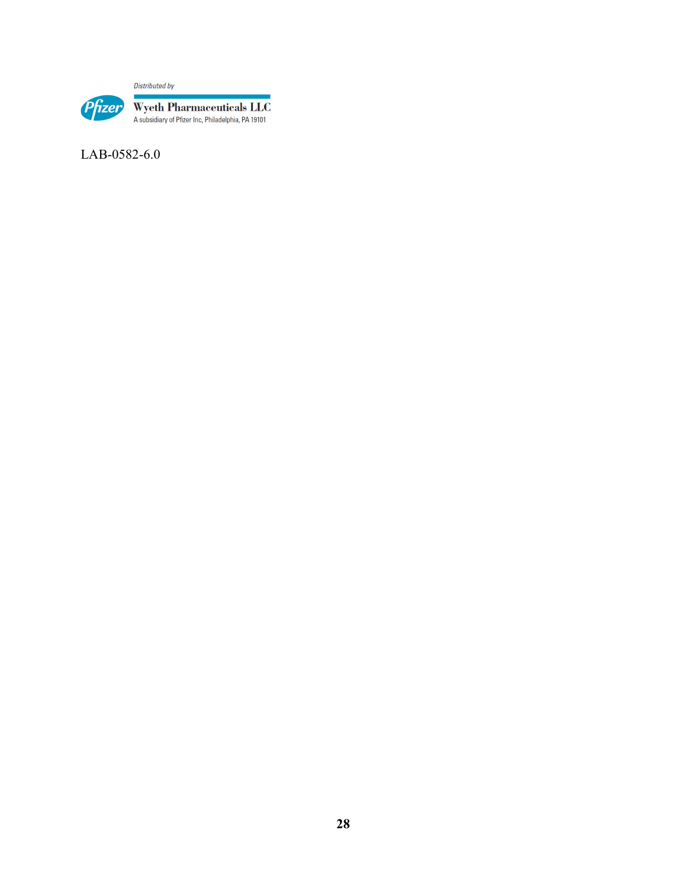Distributed by

Wyeth Pharmaceuticals LLC
A subsidiary of Pfizer Inc, Philadelphia, PA 19101

LAB-0582-6.0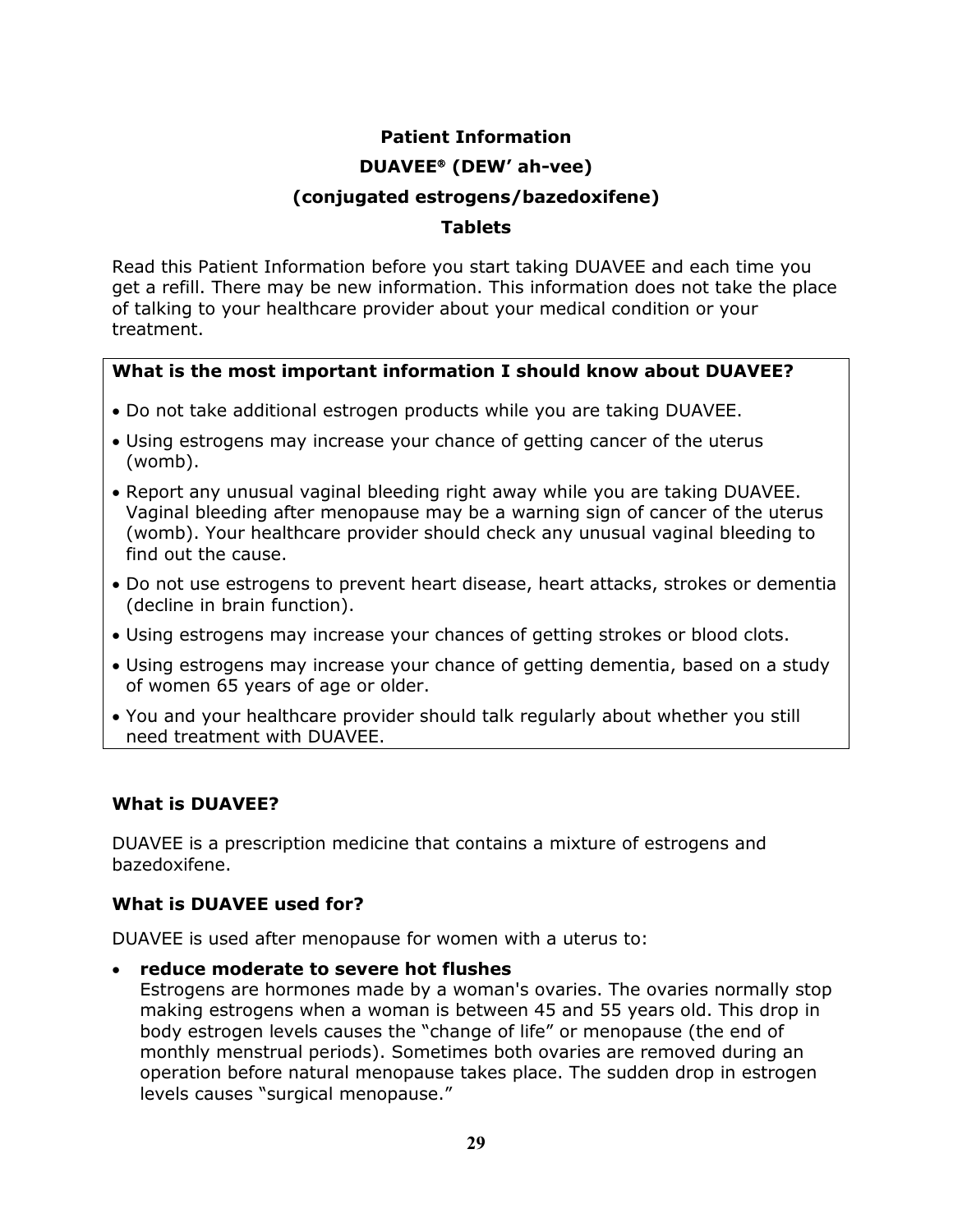# Patient Information

## DUAVEE® (DEW' ah-vee)

## (conjugated estrogens/bazedoxifene)

## Tablets

Read this Patient Information before you start taking DUAVEE and each time you get a refill. There may be new information. This information does not take the place of talking to your healthcare provider about your medical condition or your treatment.

**What is the most important information I should know about DUAVEE?**

- Do not take additional estrogen products while you are taking DUAVEE.
- Using estrogens may increase your chance of getting cancer of the uterus (womb).
- Report any unusual vaginal bleeding right away while you are taking DUAVEE. Vaginal bleeding after menopause may be a warning sign of cancer of the uterus (womb). Your healthcare provider should check any unusual vaginal bleeding to find out the cause.
- Do not use estrogens to prevent heart disease, heart attacks, strokes or dementia (decline in brain function).
- Using estrogens may increase your chances of getting strokes or blood clots.
- Using estrogens may increase your chance of getting dementia, based on a study of women 65 years of age or older.
- You and your healthcare provider should talk regularly about whether you still need treatment with DUAVEE.

### What is DUAVEE?

DUAVEE is a prescription medicine that contains a mixture of estrogens and bazedoxifene.

### What is DUAVEE used for?

DUAVEE is used after menopause for women with a uterus to:

- **reduce moderate to severe hot flushes**
  Estrogens are hormones made by a woman's ovaries. The ovaries normally stop making estrogens when a woman is between 45 and 55 years old. This drop in body estrogen levels causes the "change of life" or menopause (the end of monthly menstrual periods). Sometimes both ovaries are removed during an operation before natural menopause takes place. The sudden drop in estrogen levels causes "surgical menopause."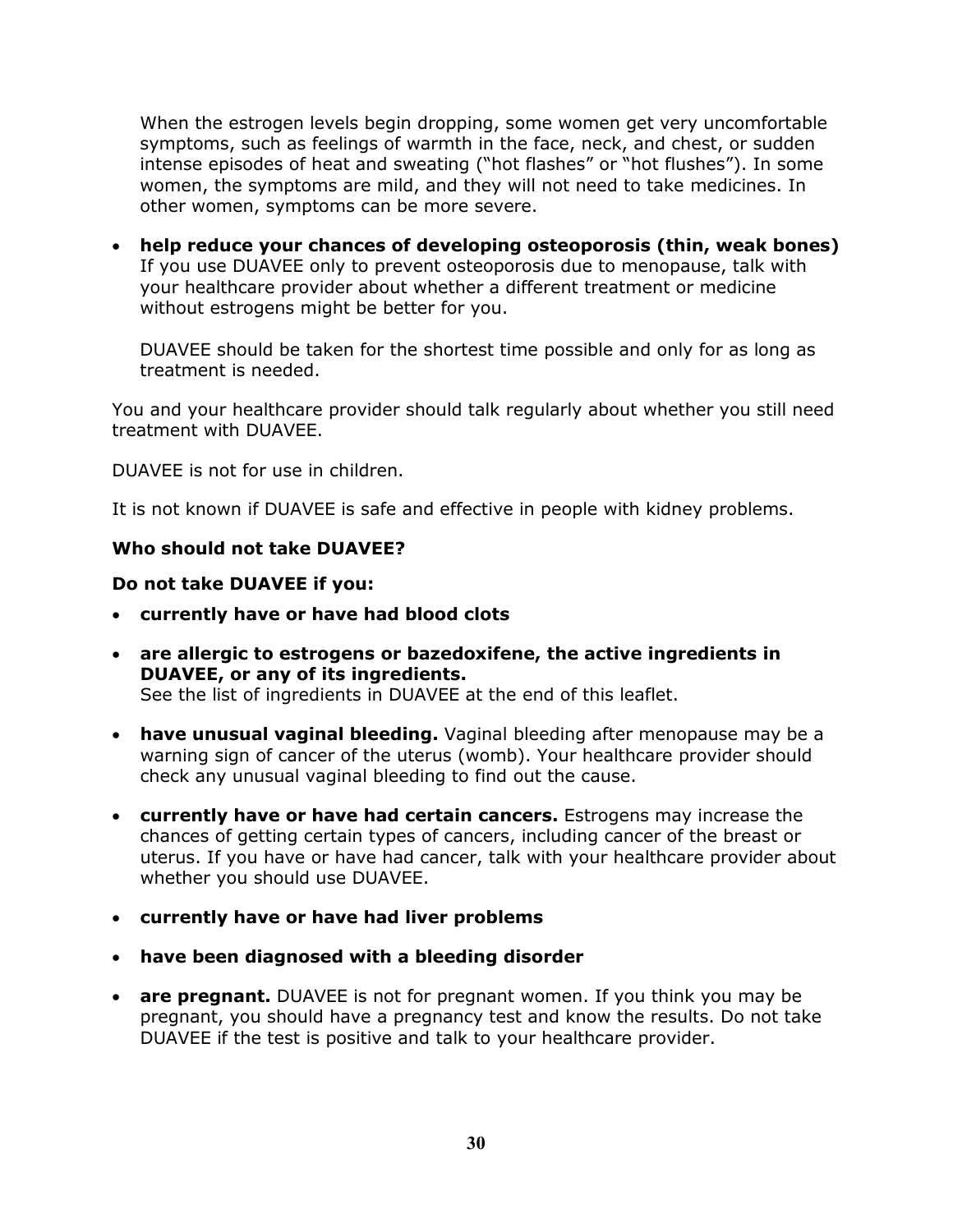When the estrogen levels begin dropping, some women get very uncomfortable symptoms, such as feelings of warmth in the face, neck, and chest, or sudden intense episodes of heat and sweating ("hot flashes" or "hot flushes"). In some women, the symptoms are mild, and they will not need to take medicines. In other women, symptoms can be more severe.

- **help reduce your chances of developing osteoporosis (thin, weak bones)** If you use DUAVEE only to prevent osteoporosis due to menopause, talk with your healthcare provider about whether a different treatment or medicine without estrogens might be better for you.

  DUAVEE should be taken for the shortest time possible and only for as long as treatment is needed.

You and your healthcare provider should talk regularly about whether you still need treatment with DUAVEE.

DUAVEE is not for use in children.

It is not known if DUAVEE is safe and effective in people with kidney problems.

**Who should not take DUAVEE?**

**Do not take DUAVEE if you:**

- **currently have or have had blood clots**
- **are allergic to estrogens or bazedoxifene, the active ingredients in DUAVEE, or any of its ingredients.** See the list of ingredients in DUAVEE at the end of this leaflet.
- **have unusual vaginal bleeding.** Vaginal bleeding after menopause may be a warning sign of cancer of the uterus (womb). Your healthcare provider should check any unusual vaginal bleeding to find out the cause.
- **currently have or have had certain cancers.** Estrogens may increase the chances of getting certain types of cancers, including cancer of the breast or uterus. If you have or have had cancer, talk with your healthcare provider about whether you should use DUAVEE.
- **currently have or have had liver problems**
- **have been diagnosed with a bleeding disorder**
- **are pregnant.** DUAVEE is not for pregnant women. If you think you may be pregnant, you should have a pregnancy test and know the results. Do not take DUAVEE if the test is positive and talk to your healthcare provider.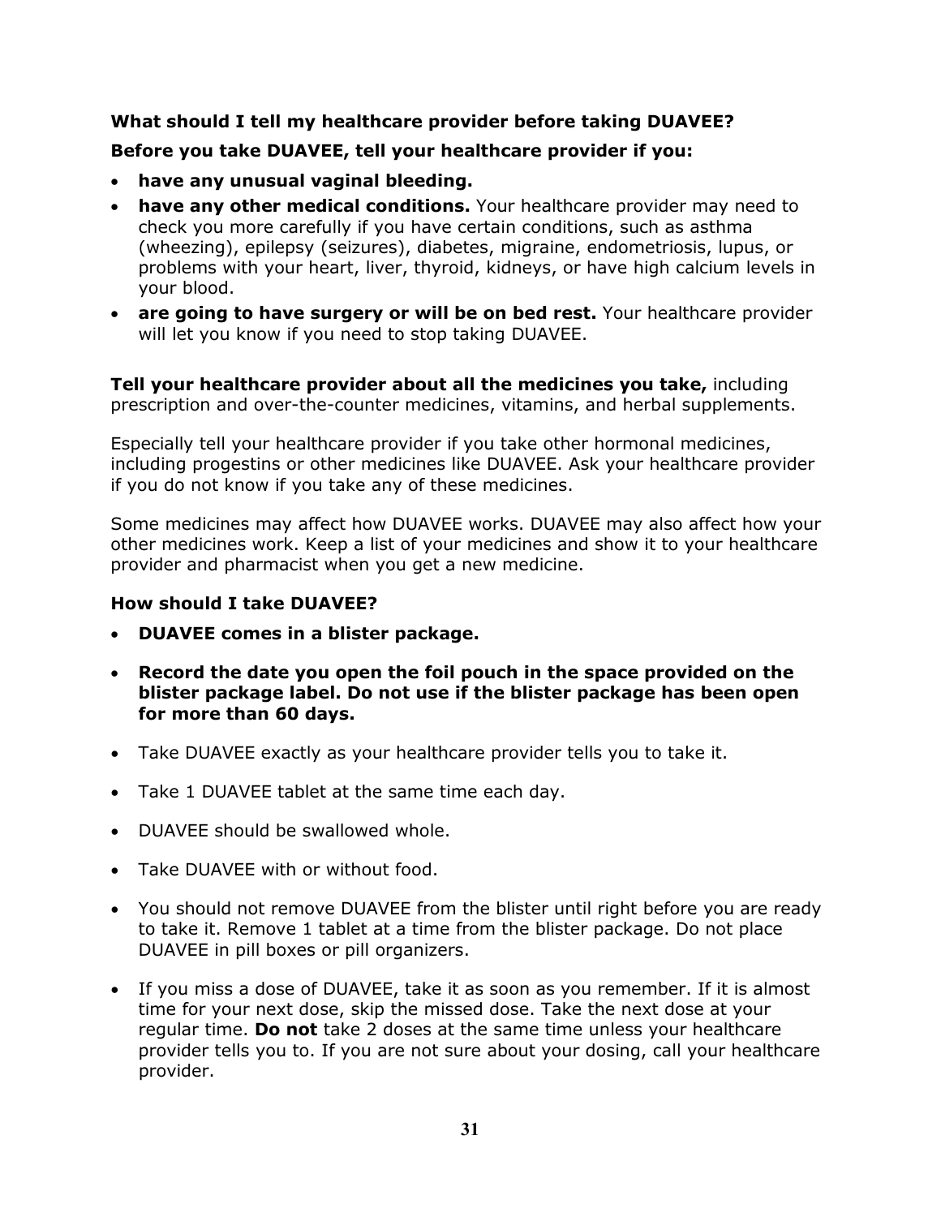**What should I tell my healthcare provider before taking DUAVEE?**

**Before you take DUAVEE, tell your healthcare provider if you:**

- **have any unusual vaginal bleeding.**
- **have any other medical conditions.** Your healthcare provider may need to check you more carefully if you have certain conditions, such as asthma (wheezing), epilepsy (seizures), diabetes, migraine, endometriosis, lupus, or problems with your heart, liver, thyroid, kidneys, or have high calcium levels in your blood.
- **are going to have surgery or will be on bed rest.** Your healthcare provider will let you know if you need to stop taking DUAVEE.

**Tell your healthcare provider about all the medicines you take,** including prescription and over-the-counter medicines, vitamins, and herbal supplements.

Especially tell your healthcare provider if you take other hormonal medicines, including progestins or other medicines like DUAVEE. Ask your healthcare provider if you do not know if you take any of these medicines.

Some medicines may affect how DUAVEE works. DUAVEE may also affect how your other medicines work. Keep a list of your medicines and show it to your healthcare provider and pharmacist when you get a new medicine.

**How should I take DUAVEE?**

- **DUAVEE comes in a blister package.**
- **Record the date you open the foil pouch in the space provided on the blister package label. Do not use if the blister package has been open for more than 60 days.**
- Take DUAVEE exactly as your healthcare provider tells you to take it.
- Take 1 DUAVEE tablet at the same time each day.
- DUAVEE should be swallowed whole.
- Take DUAVEE with or without food.
- You should not remove DUAVEE from the blister until right before you are ready to take it. Remove 1 tablet at a time from the blister package. Do not place DUAVEE in pill boxes or pill organizers.
- If you miss a dose of DUAVEE, take it as soon as you remember. If it is almost time for your next dose, skip the missed dose. Take the next dose at your regular time. **Do not** take 2 doses at the same time unless your healthcare provider tells you to. If you are not sure about your dosing, call your healthcare provider.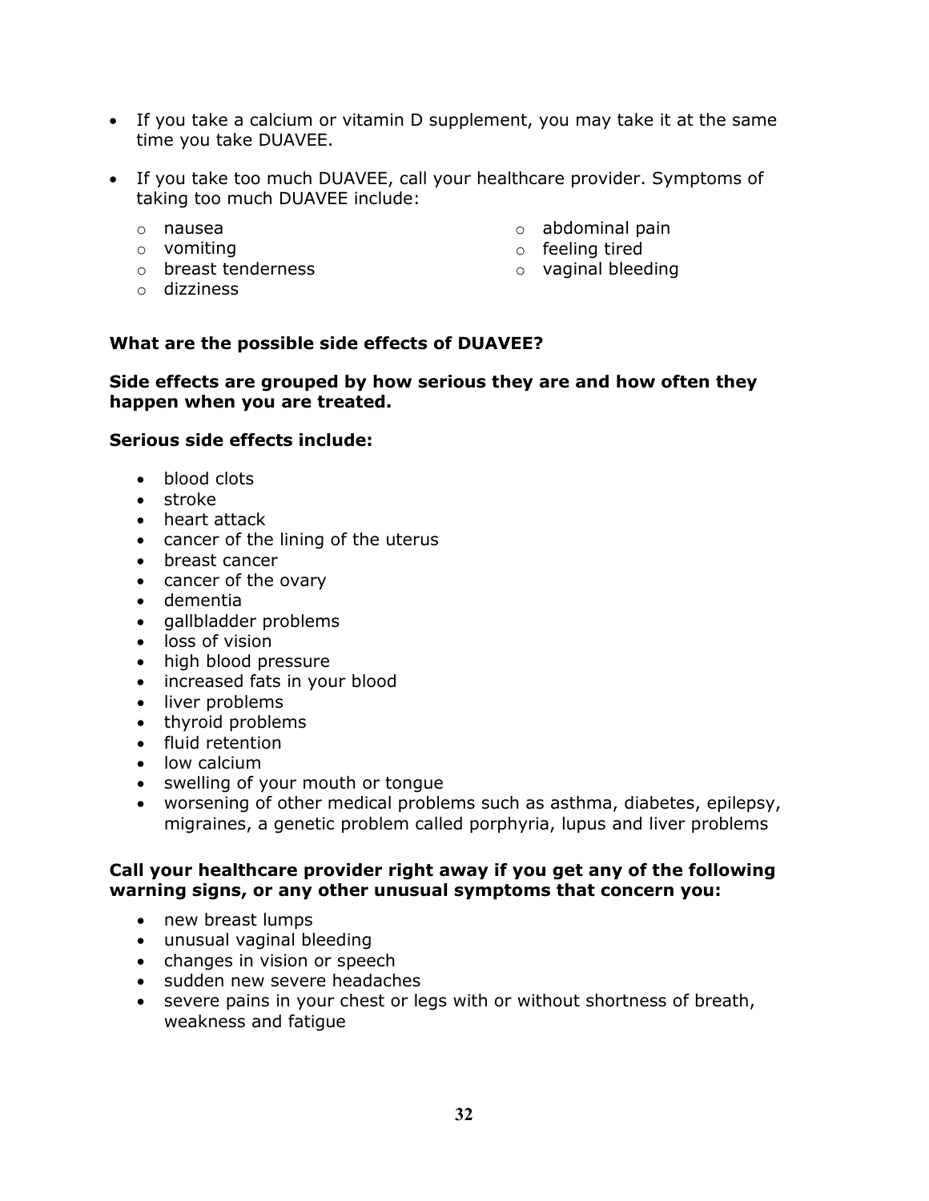- If you take a calcium or vitamin D supplement, you may take it at the same time you take DUAVEE.

- If you take too much DUAVEE, call your healthcare provider. Symptoms of taking too much DUAVEE include:
  - nausea
  - vomiting
  - breast tenderness
  - dizziness
  - abdominal pain
  - feeling tired
  - vaginal bleeding

**What are the possible side effects of DUAVEE?**

**Side effects are grouped by how serious they are and how often they happen when you are treated.**

**Serious side effects include:**

- blood clots
- stroke
- heart attack
- cancer of the lining of the uterus
- breast cancer
- cancer of the ovary
- dementia
- gallbladder problems
- loss of vision
- high blood pressure
- increased fats in your blood
- liver problems
- thyroid problems
- fluid retention
- low calcium
- swelling of your mouth or tongue
- worsening of other medical problems such as asthma, diabetes, epilepsy, migraines, a genetic problem called porphyria, lupus and liver problems

**Call your healthcare provider right away if you get any of the following warning signs, or any other unusual symptoms that concern you:**

- new breast lumps
- unusual vaginal bleeding
- changes in vision or speech
- sudden new severe headaches
- severe pains in your chest or legs with or without shortness of breath, weakness and fatigue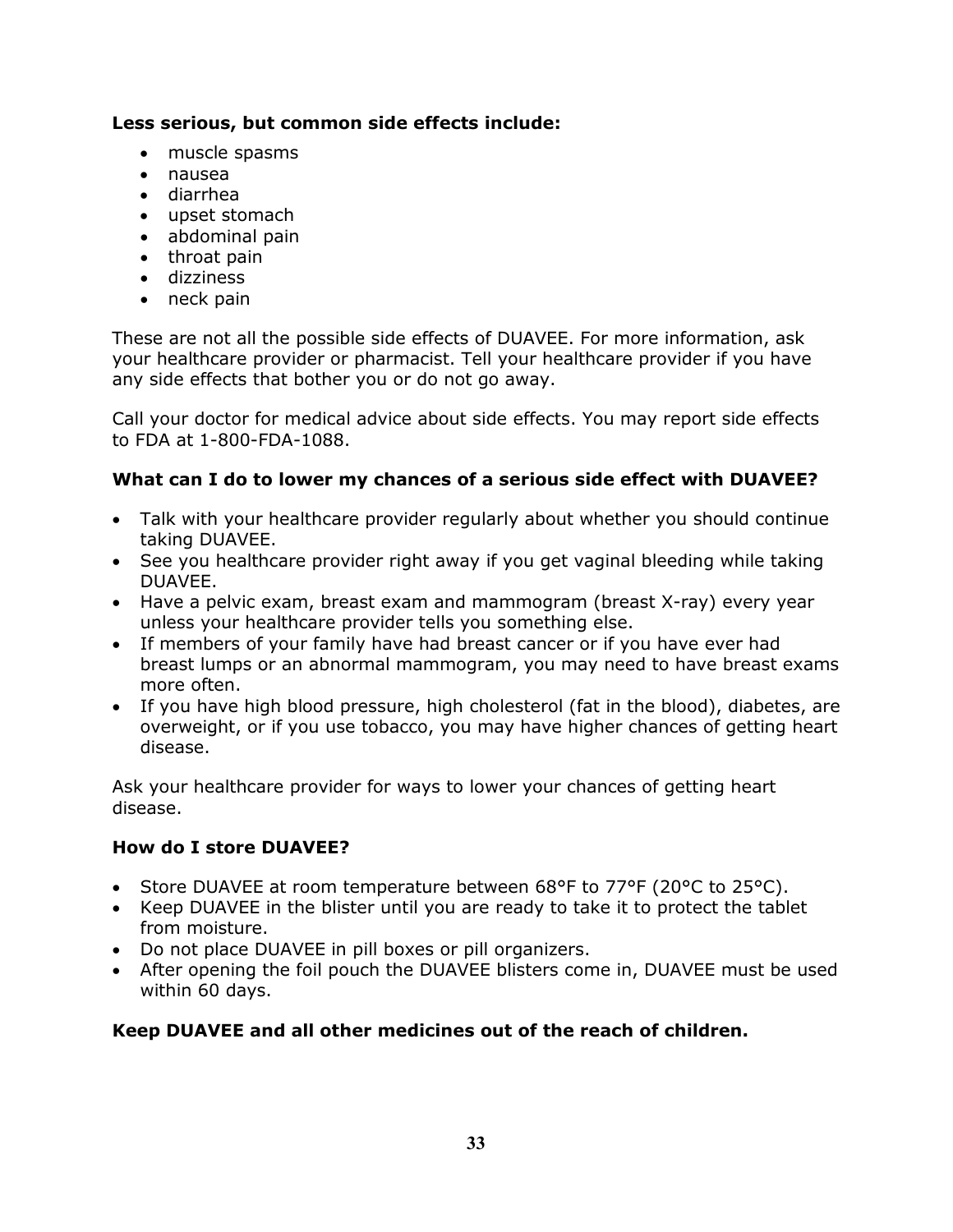**Less serious, but common side effects include:**

- muscle spasms
- nausea
- diarrhea
- upset stomach
- abdominal pain
- throat pain
- dizziness
- neck pain

These are not all the possible side effects of DUAVEE. For more information, ask your healthcare provider or pharmacist. Tell your healthcare provider if you have any side effects that bother you or do not go away.

Call your doctor for medical advice about side effects. You may report side effects to FDA at 1-800-FDA-1088.

**What can I do to lower my chances of a serious side effect with DUAVEE?**

- Talk with your healthcare provider regularly about whether you should continue taking DUAVEE.
- See you healthcare provider right away if you get vaginal bleeding while taking DUAVEE.
- Have a pelvic exam, breast exam and mammogram (breast X-ray) every year unless your healthcare provider tells you something else.
- If members of your family have had breast cancer or if you have ever had breast lumps or an abnormal mammogram, you may need to have breast exams more often.
- If you have high blood pressure, high cholesterol (fat in the blood), diabetes, are overweight, or if you use tobacco, you may have higher chances of getting heart disease.

Ask your healthcare provider for ways to lower your chances of getting heart disease.

**How do I store DUAVEE?**

- Store DUAVEE at room temperature between 68°F to 77°F (20°C to 25°C).
- Keep DUAVEE in the blister until you are ready to take it to protect the tablet from moisture.
- Do not place DUAVEE in pill boxes or pill organizers.
- After opening the foil pouch the DUAVEE blisters come in, DUAVEE must be used within 60 days.

**Keep DUAVEE and all other medicines out of the reach of children.**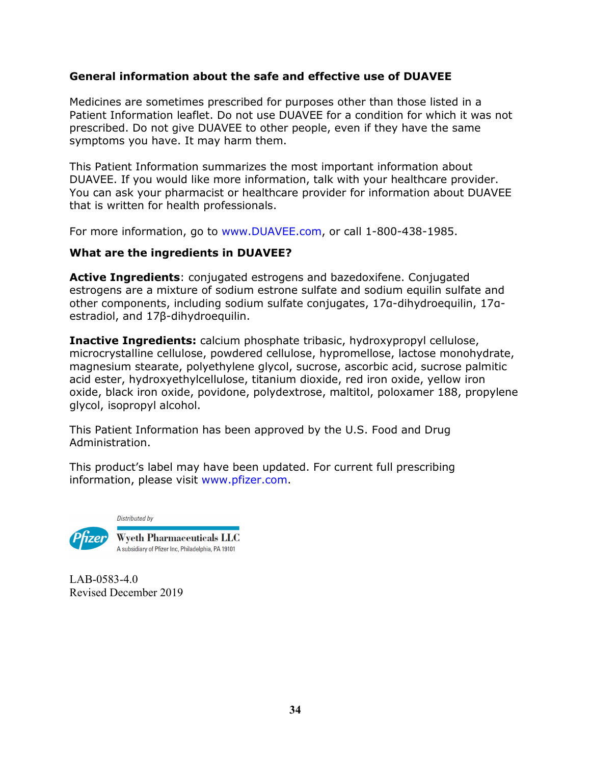**General information about the safe and effective use of DUAVEE**

Medicines are sometimes prescribed for purposes other than those listed in a Patient Information leaflet. Do not use DUAVEE for a condition for which it was not prescribed. Do not give DUAVEE to other people, even if they have the same symptoms you have. It may harm them.

This Patient Information summarizes the most important information about DUAVEE. If you would like more information, talk with your healthcare provider. You can ask your pharmacist or healthcare provider for information about DUAVEE that is written for health professionals.

For more information, go to www.DUAVEE.com, or call 1-800-438-1985.

**What are the ingredients in DUAVEE?**

**Active Ingredients**: conjugated estrogens and bazedoxifene. Conjugated estrogens are a mixture of sodium estrone sulfate and sodium equilin sulfate and other components, including sodium sulfate conjugates, 17α-dihydroequilin, 17α-estradiol, and 17β-dihydroequilin.

**Inactive Ingredients:** calcium phosphate tribasic, hydroxypropyl cellulose, microcrystalline cellulose, powdered cellulose, hypromellose, lactose monohydrate, magnesium stearate, polyethylene glycol, sucrose, ascorbic acid, sucrose palmitic acid ester, hydroxyethylcellulose, titanium dioxide, red iron oxide, yellow iron oxide, black iron oxide, povidone, polydextrose, maltitol, poloxamer 188, propylene glycol, isopropyl alcohol.

This Patient Information has been approved by the U.S. Food and Drug Administration.

This product's label may have been updated. For current full prescribing information, please visit www.pfizer.com.

Distributed by
Pfizer
Wyeth Pharmaceuticals LLC
A subsidiary of Pfizer Inc, Philadelphia, PA 19101

LAB-0583-4.0
Revised December 2019